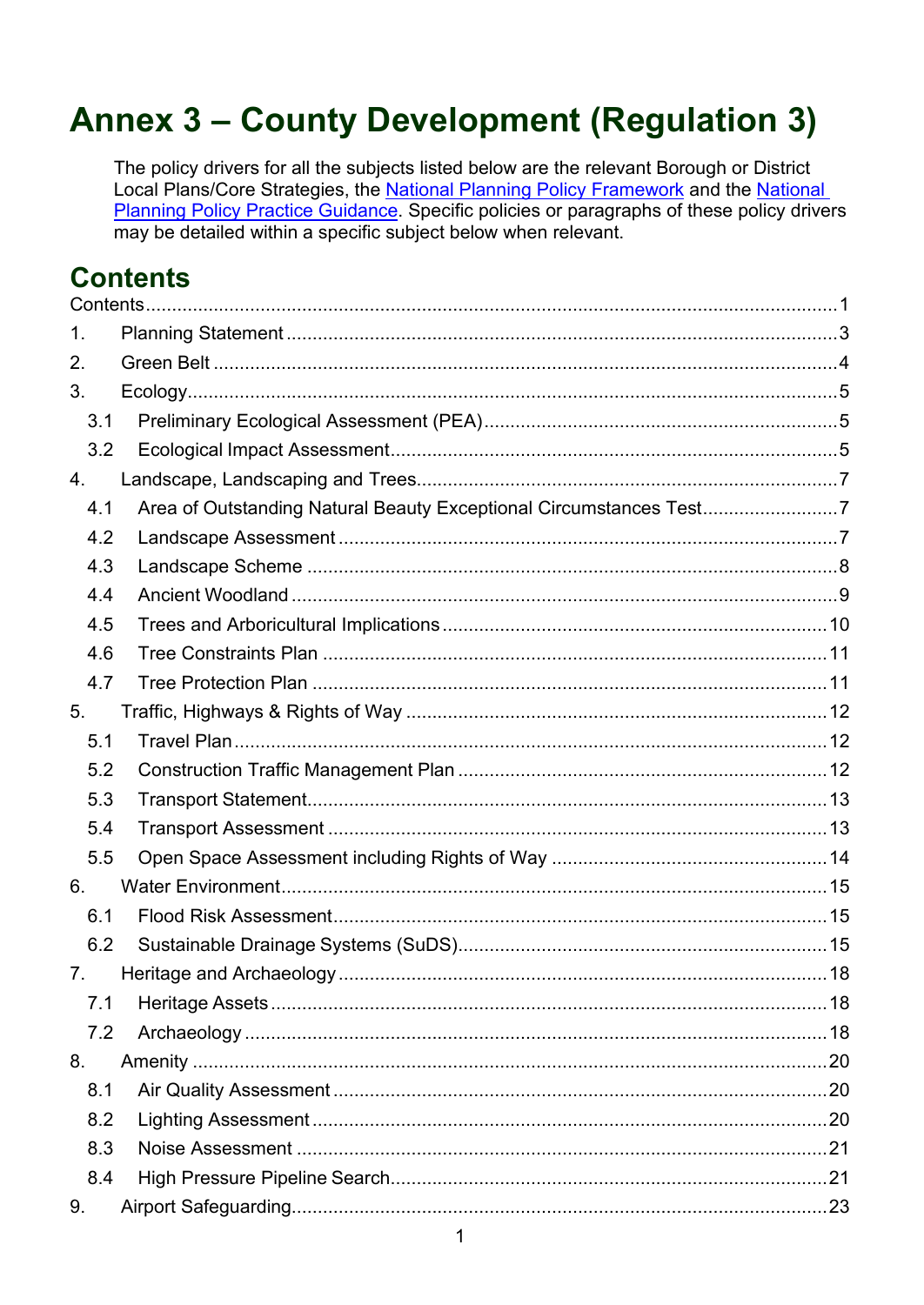# Annex 3 – County Development (Regulation 3)

The policy drivers for all the subjects listed below are the relevant Borough or District Local Plans/Core Strategies, the [National Planning Policy Framework](#) and the [National Planning Policy Practice Guidance](#). Specific policies or paragraphs of these policy drivers may be detailed within a specific subject below when relevant.

## Contents

Contents ..... 1

1. Planning Statement ..... 3
2. Green Belt ..... 4
3. Ecology ..... 5
   - 3.1 Preliminary Ecological Assessment (PEA) ..... 5
   - 3.2 Ecological Impact Assessment ..... 5
4. Landscape, Landscaping and Trees ..... 7
   - 4.1 Area of Outstanding Natural Beauty Exceptional Circumstances Test ..... 7
   - 4.2 Landscape Assessment ..... 7
   - 4.3 Landscape Scheme ..... 8
   - 4.4 Ancient Woodland ..... 9
   - 4.5 Trees and Arboricultural Implications ..... 10
   - 4.6 Tree Constraints Plan ..... 11
   - 4.7 Tree Protection Plan ..... 11
5. Traffic, Highways & Rights of Way ..... 12
   - 5.1 Travel Plan ..... 12
   - 5.2 Construction Traffic Management Plan ..... 12
   - 5.3 Transport Statement ..... 13
   - 5.4 Transport Assessment ..... 13
   - 5.5 Open Space Assessment including Rights of Way ..... 14
6. Water Environment ..... 15
   - 6.1 Flood Risk Assessment ..... 15
   - 6.2 Sustainable Drainage Systems (SuDS) ..... 15
7. Heritage and Archaeology ..... 18
   - 7.1 Heritage Assets ..... 18
   - 7.2 Archaeology ..... 18
8. Amenity ..... 20
   - 8.1 Air Quality Assessment ..... 20
   - 8.2 Lighting Assessment ..... 20
   - 8.3 Noise Assessment ..... 21
   - 8.4 High Pressure Pipeline Search ..... 21
9. Airport Safeguarding ..... 23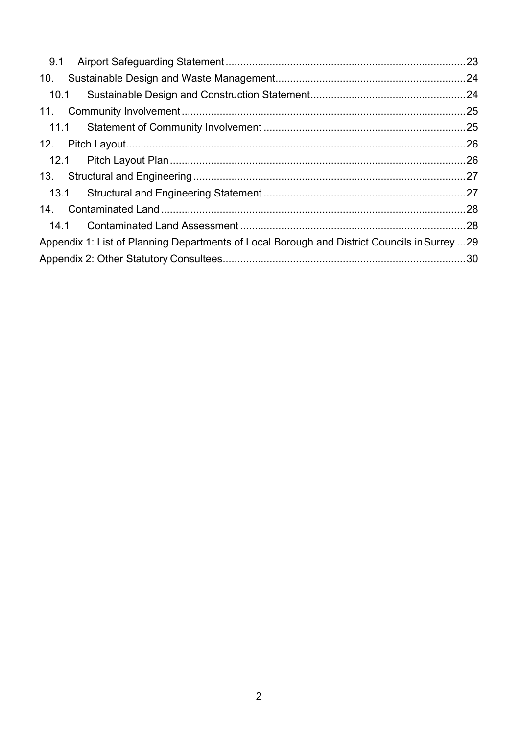9.1 Airport Safeguarding Statement ........................................................................ 23
10. Sustainable Design and Waste Management ........................................................ 24
10.1 Sustainable Design and Construction Statement .............................................. 24
11. Community Involvement ........................................................................................ 25
11.1 Statement of Community Involvement ............................................................... 25
12. Pitch Layout ........................................................................................................... 26
12.1 Pitch Layout Plan ................................................................................................ 26
13. Structural and Engineering ..................................................................................... 27
13.1 Structural and Engineering Statement ............................................................... 27
14. Contaminated Land ................................................................................................ 28
14.1 Contaminated Land Assessment ....................................................................... 28
Appendix 1: List of Planning Departments of Local Borough and District Councils in Surrey ... 29
Appendix 2: Other Statutory Consultees ..................................................................... 30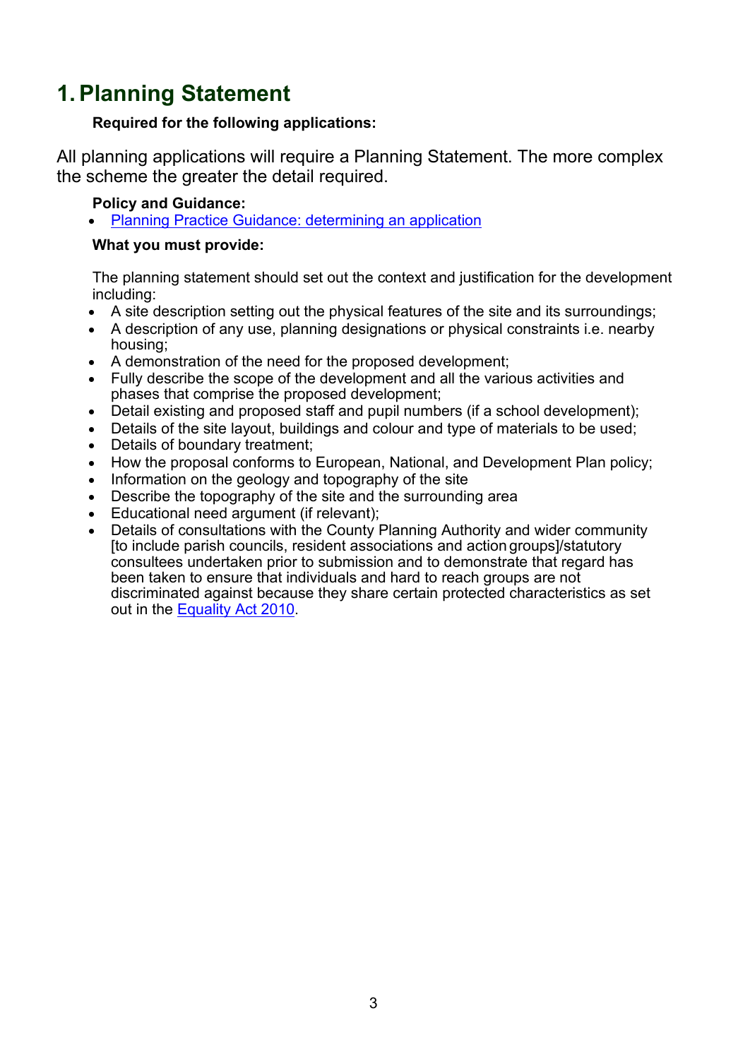# 1. Planning Statement

**Required for the following applications:**

All planning applications will require a Planning Statement. The more complex the scheme the greater the detail required.

**Policy and Guidance:**

- Planning Practice Guidance: determining an application

**What you must provide:**

The planning statement should set out the context and justification for the development including:

- A site description setting out the physical features of the site and its surroundings;
- A description of any use, planning designations or physical constraints i.e. nearby housing;
- A demonstration of the need for the proposed development;
- Fully describe the scope of the development and all the various activities and phases that comprise the proposed development;
- Detail existing and proposed staff and pupil numbers (if a school development);
- Details of the site layout, buildings and colour and type of materials to be used;
- Details of boundary treatment;
- How the proposal conforms to European, National, and Development Plan policy;
- Information on the geology and topography of the site
- Describe the topography of the site and the surrounding area
- Educational need argument (if relevant);
- Details of consultations with the County Planning Authority and wider community [to include parish councils, resident associations and action groups]/statutory consultees undertaken prior to submission and to demonstrate that regard has been taken to ensure that individuals and hard to reach groups are not discriminated against because they share certain protected characteristics as set out in the Equality Act 2010.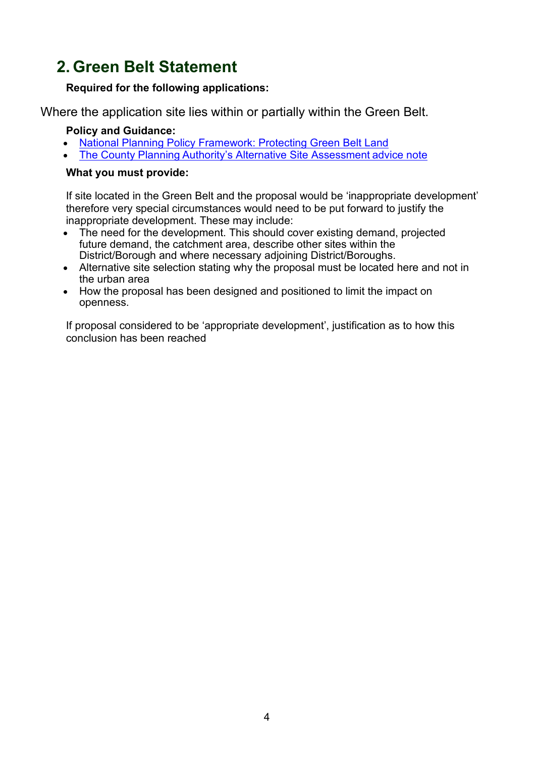## 2. Green Belt Statement

**Required for the following applications:**

Where the application site lies within or partially within the Green Belt.

**Policy and Guidance:**

- National Planning Policy Framework: Protecting Green Belt Land
- The County Planning Authority's Alternative Site Assessment advice note

**What you must provide:**

If site located in the Green Belt and the proposal would be 'inappropriate development' therefore very special circumstances would need to be put forward to justify the inappropriate development. These may include:

- The need for the development. This should cover existing demand, projected future demand, the catchment area, describe other sites within the District/Borough and where necessary adjoining District/Boroughs.
- Alternative site selection stating why the proposal must be located here and not in the urban area
- How the proposal has been designed and positioned to limit the impact on openness.

If proposal considered to be 'appropriate development', justification as to how this conclusion has been reached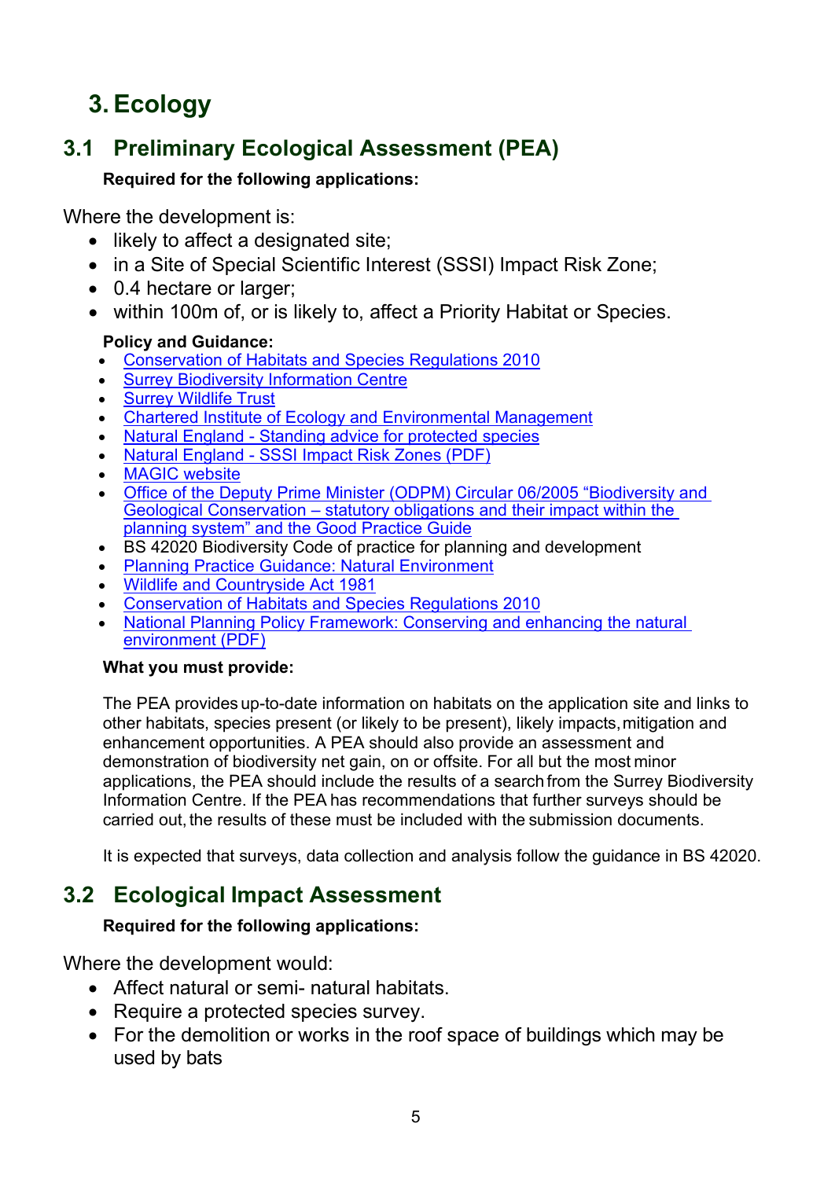# 3. Ecology

## 3.1 Preliminary Ecological Assessment (PEA)

**Required for the following applications:**

Where the development is:

- likely to affect a designated site;
- in a Site of Special Scientific Interest (SSSI) Impact Risk Zone;
- 0.4 hectare or larger;
- within 100m of, or is likely to, affect a Priority Habitat or Species.

**Policy and Guidance:**

- Conservation of Habitats and Species Regulations 2010
- Surrey Biodiversity Information Centre
- Surrey Wildlife Trust
- Chartered Institute of Ecology and Environmental Management
- Natural England - Standing advice for protected species
- Natural England - SSSI Impact Risk Zones (PDF)
- MAGIC website
- Office of the Deputy Prime Minister (ODPM) Circular 06/2005 "Biodiversity and Geological Conservation – statutory obligations and their impact within the planning system" and the Good Practice Guide
- BS 42020 Biodiversity Code of practice for planning and development
- Planning Practice Guidance: Natural Environment
- Wildlife and Countryside Act 1981
- Conservation of Habitats and Species Regulations 2010
- National Planning Policy Framework: Conserving and enhancing the natural environment (PDF)

**What you must provide:**

The PEA provides up-to-date information on habitats on the application site and links to other habitats, species present (or likely to be present), likely impacts, mitigation and enhancement opportunities. A PEA should also provide an assessment and demonstration of biodiversity net gain, on or offsite. For all but the most minor applications, the PEA should include the results of a search from the Surrey Biodiversity Information Centre. If the PEA has recommendations that further surveys should be carried out, the results of these must be included with the submission documents.

It is expected that surveys, data collection and analysis follow the guidance in BS 42020.

## 3.2 Ecological Impact Assessment

**Required for the following applications:**

Where the development would:

- Affect natural or semi- natural habitats.
- Require a protected species survey.
- For the demolition or works in the roof space of buildings which may be used by bats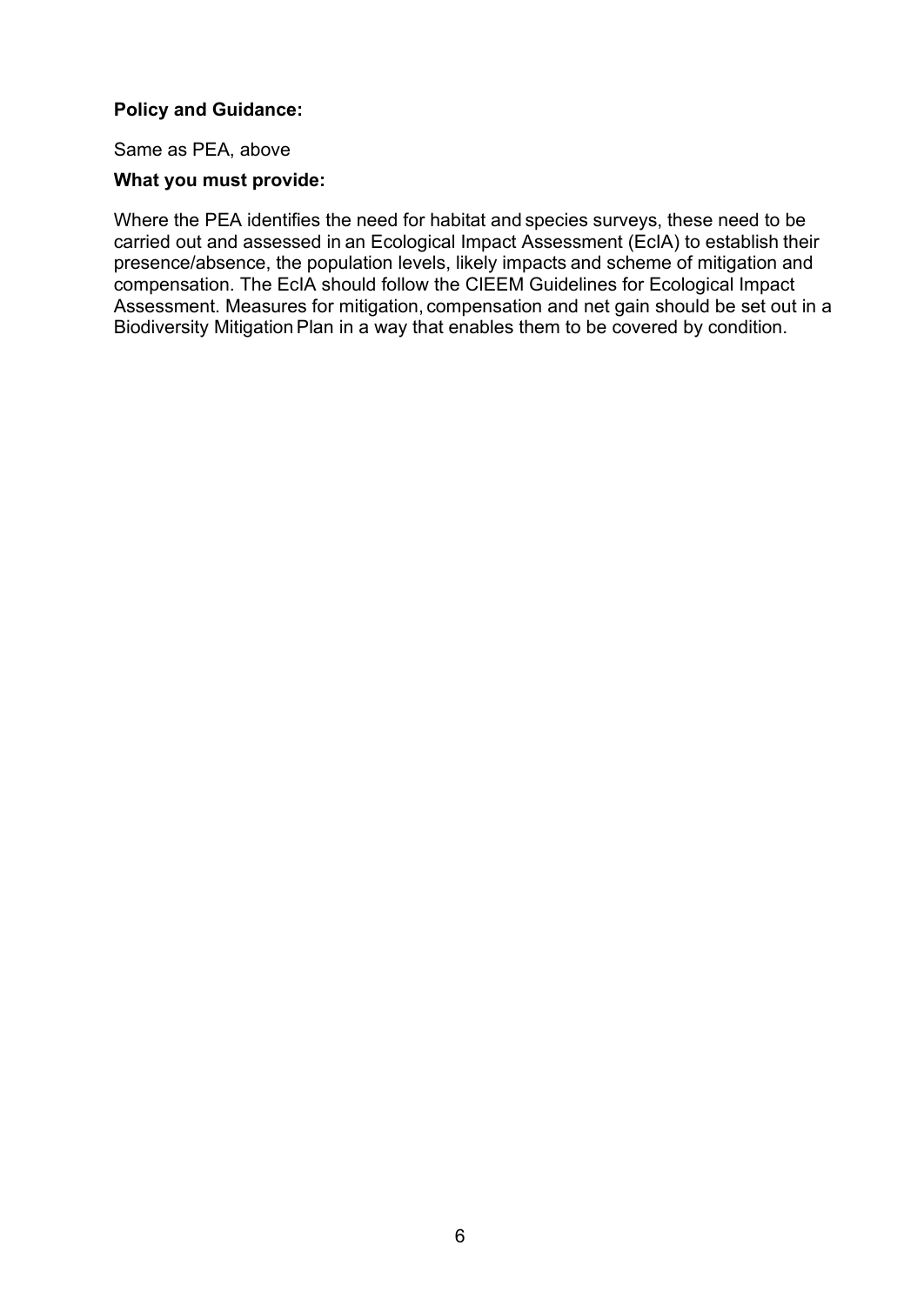**Policy and Guidance:**

Same as PEA, above

**What you must provide:**

Where the PEA identifies the need for habitat and species surveys, these need to be carried out and assessed in an Ecological Impact Assessment (EcIA) to establish their presence/absence, the population levels, likely impacts and scheme of mitigation and compensation. The EcIA should follow the CIEEM Guidelines for Ecological Impact Assessment. Measures for mitigation, compensation and net gain should be set out in a Biodiversity Mitigation Plan in a way that enables them to be covered by condition.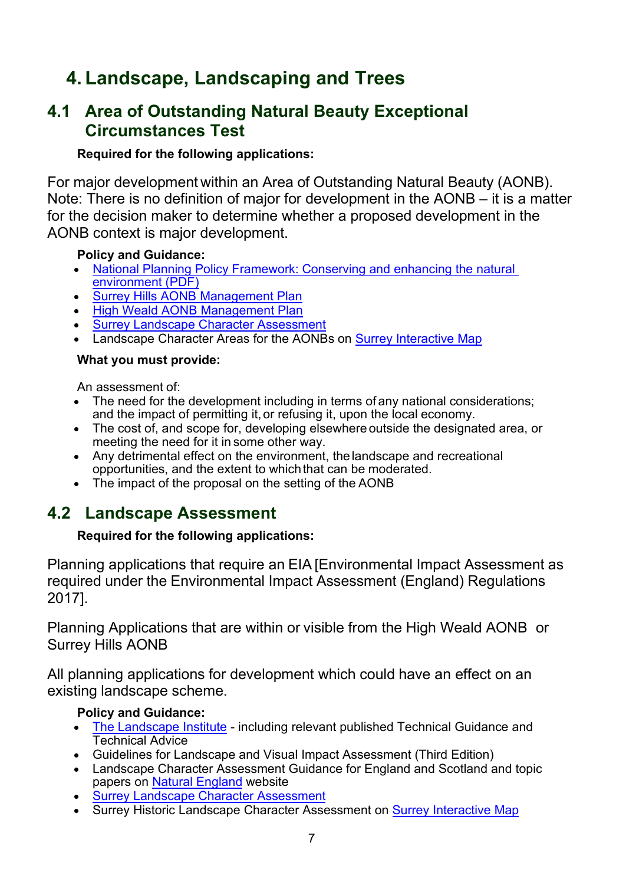# 4. Landscape, Landscaping and Trees

## 4.1 Area of Outstanding Natural Beauty Exceptional Circumstances Test

**Required for the following applications:**

For major development within an Area of Outstanding Natural Beauty (AONB). Note: There is no definition of major for development in the AONB – it is a matter for the decision maker to determine whether a proposed development in the AONB context is major development.

**Policy and Guidance:**

- National Planning Policy Framework: Conserving and enhancing the natural environment (PDF)
- Surrey Hills AONB Management Plan
- High Weald AONB Management Plan
- Surrey Landscape Character Assessment
- Landscape Character Areas for the AONBs on Surrey Interactive Map

**What you must provide:**

An assessment of:

- The need for the development including in terms of any national considerations; and the impact of permitting it, or refusing it, upon the local economy.
- The cost of, and scope for, developing elsewhere outside the designated area, or meeting the need for it in some other way.
- Any detrimental effect on the environment, the landscape and recreational opportunities, and the extent to which that can be moderated.
- The impact of the proposal on the setting of the AONB

## 4.2 Landscape Assessment

**Required for the following applications:**

Planning applications that require an EIA [Environmental Impact Assessment as required under the Environmental Impact Assessment (England) Regulations 2017].

Planning Applications that are within or visible from the High Weald AONB or Surrey Hills AONB

All planning applications for development which could have an effect on an existing landscape scheme.

**Policy and Guidance:**

- The Landscape Institute - including relevant published Technical Guidance and Technical Advice
- Guidelines for Landscape and Visual Impact Assessment (Third Edition)
- Landscape Character Assessment Guidance for England and Scotland and topic papers on Natural England website
- Surrey Landscape Character Assessment
- Surrey Historic Landscape Character Assessment on Surrey Interactive Map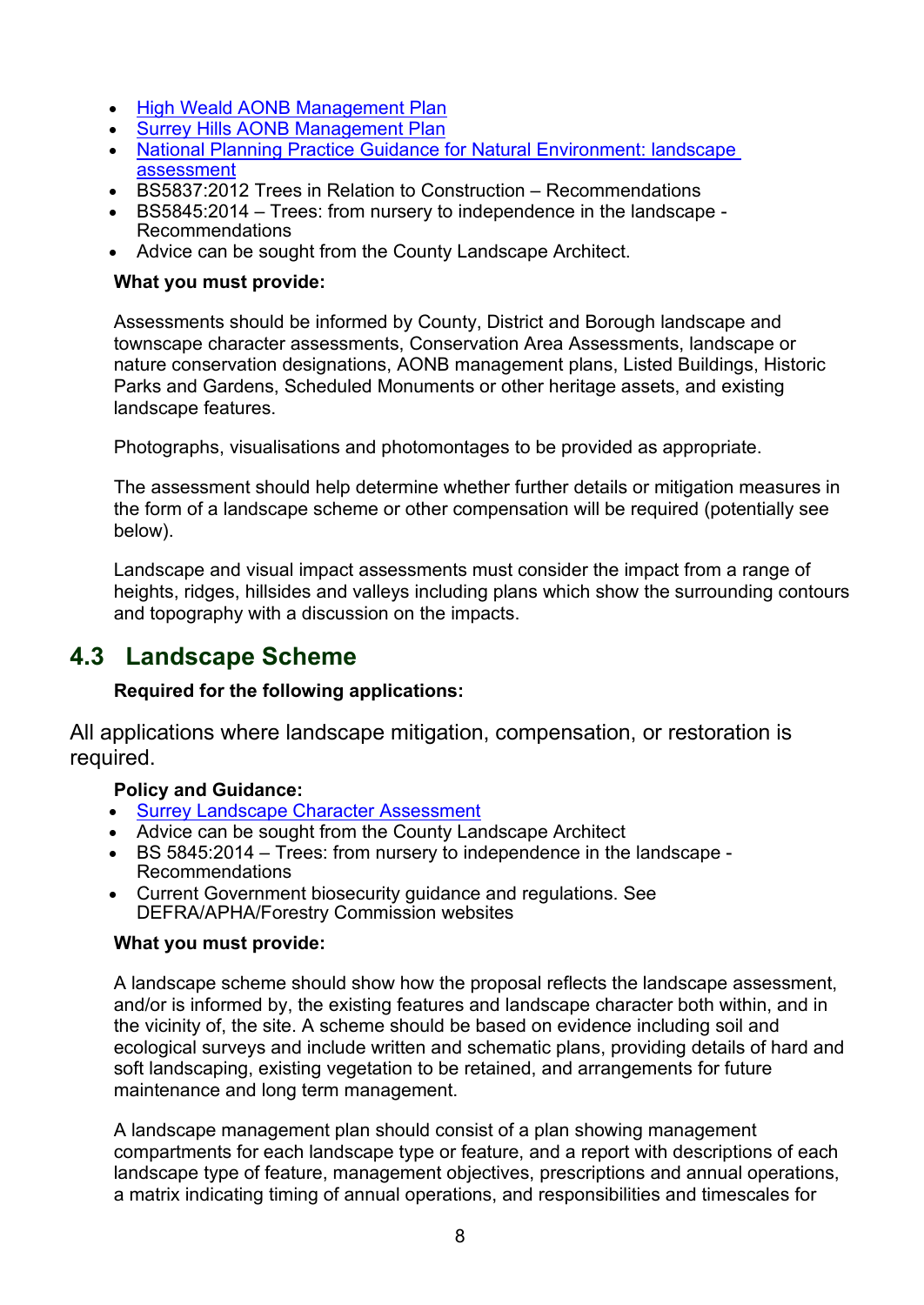- [High Weald AONB Management Plan]
- [Surrey Hills AONB Management Plan]
- [National Planning Practice Guidance for Natural Environment: landscape assessment]
- BS5837:2012 Trees in Relation to Construction – Recommendations
- BS5845:2014 – Trees: from nursery to independence in the landscape - Recommendations
- Advice can be sought from the County Landscape Architect.

**What you must provide:**

Assessments should be informed by County, District and Borough landscape and townscape character assessments, Conservation Area Assessments, landscape or nature conservation designations, AONB management plans, Listed Buildings, Historic Parks and Gardens, Scheduled Monuments or other heritage assets, and existing landscape features.

Photographs, visualisations and photomontages to be provided as appropriate.

The assessment should help determine whether further details or mitigation measures in the form of a landscape scheme or other compensation will be required (potentially see below).

Landscape and visual impact assessments must consider the impact from a range of heights, ridges, hillsides and valleys including plans which show the surrounding contours and topography with a discussion on the impacts.

## 4.3 Landscape Scheme

**Required for the following applications:**

All applications where landscape mitigation, compensation, or restoration is required.

**Policy and Guidance:**

- [Surrey Landscape Character Assessment]
- Advice can be sought from the County Landscape Architect
- BS 5845:2014 – Trees: from nursery to independence in the landscape - Recommendations
- Current Government biosecurity guidance and regulations. See DEFRA/APHA/Forestry Commission websites

**What you must provide:**

A landscape scheme should show how the proposal reflects the landscape assessment, and/or is informed by, the existing features and landscape character both within, and in the vicinity of, the site. A scheme should be based on evidence including soil and ecological surveys and include written and schematic plans, providing details of hard and soft landscaping, existing vegetation to be retained, and arrangements for future maintenance and long term management.

A landscape management plan should consist of a plan showing management compartments for each landscape type or feature, and a report with descriptions of each landscape type of feature, management objectives, prescriptions and annual operations, a matrix indicating timing of annual operations, and responsibilities and timescales for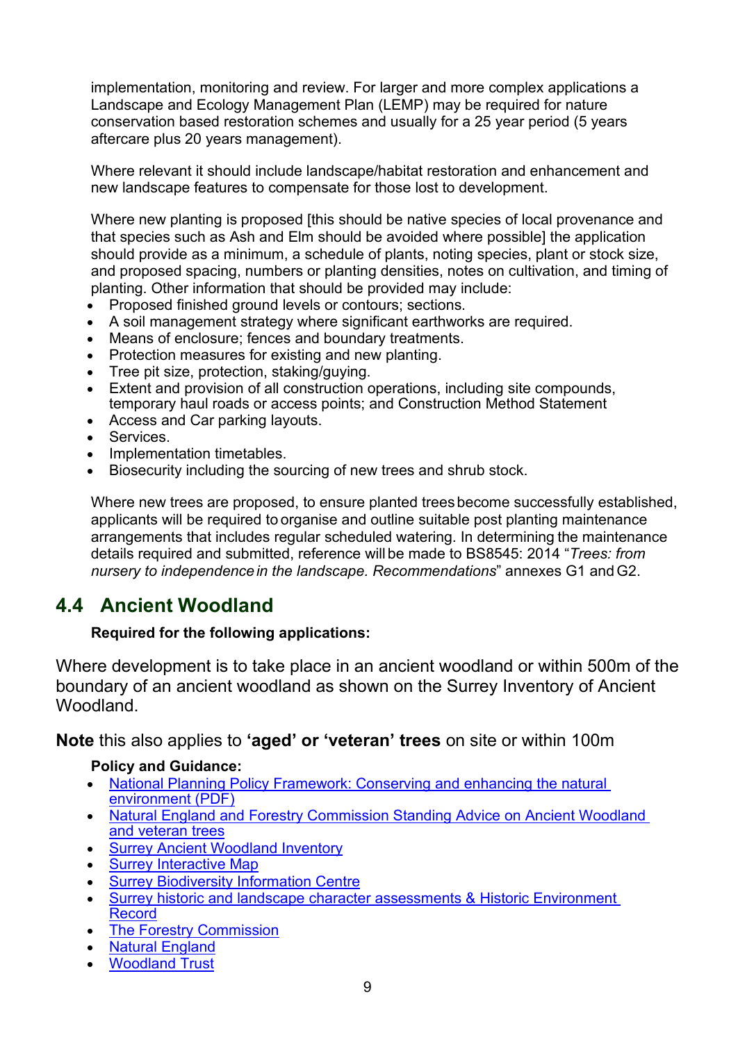implementation, monitoring and review. For larger and more complex applications a Landscape and Ecology Management Plan (LEMP) may be required for nature conservation based restoration schemes and usually for a 25 year period (5 years aftercare plus 20 years management).

Where relevant it should include landscape/habitat restoration and enhancement and new landscape features to compensate for those lost to development.

Where new planting is proposed [this should be native species of local provenance and that species such as Ash and Elm should be avoided where possible] the application should provide as a minimum, a schedule of plants, noting species, plant or stock size, and proposed spacing, numbers or planting densities, notes on cultivation, and timing of planting. Other information that should be provided may include:

- Proposed finished ground levels or contours; sections.
- A soil management strategy where significant earthworks are required.
- Means of enclosure; fences and boundary treatments.
- Protection measures for existing and new planting.
- Tree pit size, protection, staking/guying.
- Extent and provision of all construction operations, including site compounds, temporary haul roads or access points; and Construction Method Statement
- Access and Car parking layouts.
- Services.
- Implementation timetables.
- Biosecurity including the sourcing of new trees and shrub stock.

Where new trees are proposed, to ensure planted trees become successfully established, applicants will be required to organise and outline suitable post planting maintenance arrangements that includes regular scheduled watering. In determining the maintenance details required and submitted, reference will be made to BS8545: 2014 "*Trees: from nursery to independence in the landscape. Recommendations*" annexes G1 and G2.

## 4.4 Ancient Woodland

**Required for the following applications:**

Where development is to take place in an ancient woodland or within 500m of the boundary of an ancient woodland as shown on the Surrey Inventory of Ancient Woodland.

**Note** this also applies to **'aged' or 'veteran' trees** on site or within 100m

**Policy and Guidance:**

- National Planning Policy Framework: Conserving and enhancing the natural environment (PDF)
- Natural England and Forestry Commission Standing Advice on Ancient Woodland and veteran trees
- Surrey Ancient Woodland Inventory
- Surrey Interactive Map
- Surrey Biodiversity Information Centre
- Surrey historic and landscape character assessments & Historic Environment Record
- The Forestry Commission
- Natural England
- Woodland Trust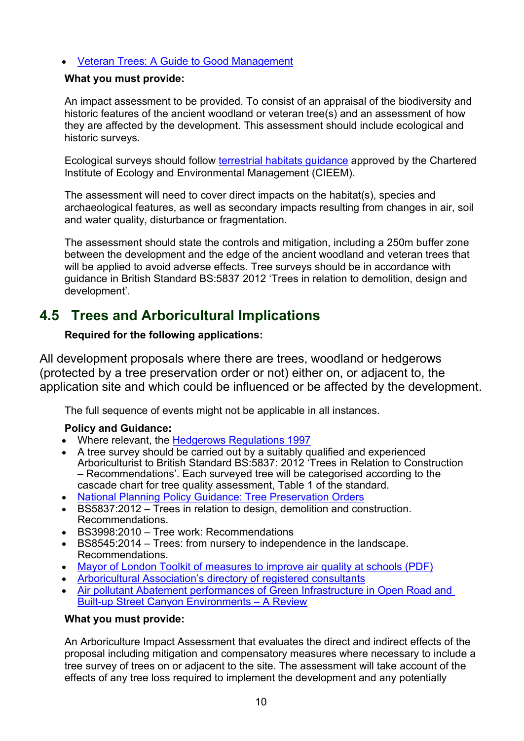- Veteran Trees: A Guide to Good Management

**What you must provide:**

An impact assessment to be provided. To consist of an appraisal of the biodiversity and historic features of the ancient woodland or veteran tree(s) and an assessment of how they are affected by the development. This assessment should include ecological and historic surveys.

Ecological surveys should follow terrestrial habitats guidance approved by the Chartered Institute of Ecology and Environmental Management (CIEEM).

The assessment will need to cover direct impacts on the habitat(s), species and archaeological features, as well as secondary impacts resulting from changes in air, soil and water quality, disturbance or fragmentation.

The assessment should state the controls and mitigation, including a 250m buffer zone between the development and the edge of the ancient woodland and veteran trees that will be applied to avoid adverse effects. Tree surveys should be in accordance with guidance in British Standard BS:5837 2012 'Trees in relation to demolition, design and development'.

## 4.5 Trees and Arboricultural Implications

**Required for the following applications:**

All development proposals where there are trees, woodland or hedgerows (protected by a tree preservation order or not) either on, or adjacent to, the application site and which could be influenced or be affected by the development.

The full sequence of events might not be applicable in all instances.

**Policy and Guidance:**

- Where relevant, the Hedgerows Regulations 1997
- A tree survey should be carried out by a suitably qualified and experienced Arboriculturist to British Standard BS:5837: 2012 'Trees in Relation to Construction – Recommendations'. Each surveyed tree will be categorised according to the cascade chart for tree quality assessment, Table 1 of the standard.
- National Planning Policy Guidance: Tree Preservation Orders
- BS5837:2012 – Trees in relation to design, demolition and construction. Recommendations.
- BS3998:2010 – Tree work: Recommendations
- BS8545:2014 – Trees: from nursery to independence in the landscape. Recommendations.
- Mayor of London Toolkit of measures to improve air quality at schools (PDF)
- Arboricultural Association's directory of registered consultants
- Air pollutant Abatement performances of Green Infrastructure in Open Road and Built-up Street Canyon Environments – A Review

**What you must provide:**

An Arboriculture Impact Assessment that evaluates the direct and indirect effects of the proposal including mitigation and compensatory measures where necessary to include a tree survey of trees on or adjacent to the site. The assessment will take account of the effects of any tree loss required to implement the development and any potentially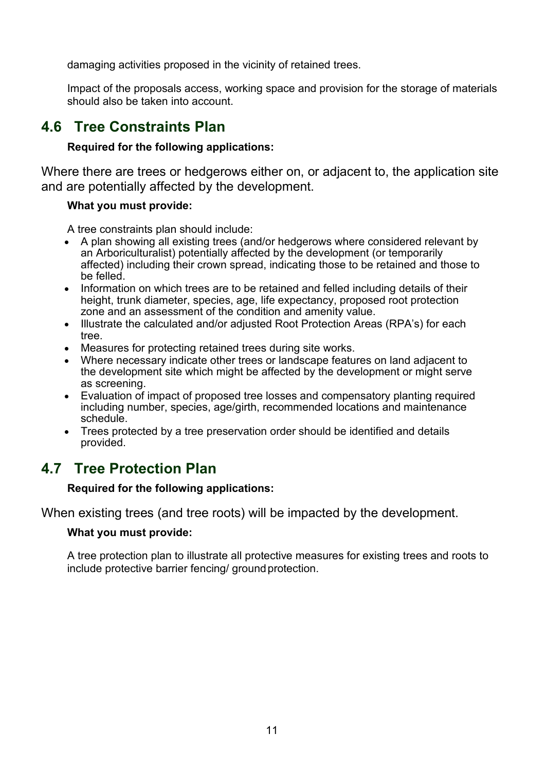damaging activities proposed in the vicinity of retained trees.

Impact of the proposals access, working space and provision for the storage of materials should also be taken into account.

## 4.6 Tree Constraints Plan

**Required for the following applications:**

Where there are trees or hedgerows either on, or adjacent to, the application site and are potentially affected by the development.

**What you must provide:**

A tree constraints plan should include:

- A plan showing all existing trees (and/or hedgerows where considered relevant by an Arboriculturalist) potentially affected by the development (or temporarily affected) including their crown spread, indicating those to be retained and those to be felled.
- Information on which trees are to be retained and felled including details of their height, trunk diameter, species, age, life expectancy, proposed root protection zone and an assessment of the condition and amenity value.
- Illustrate the calculated and/or adjusted Root Protection Areas (RPA's) for each tree.
- Measures for protecting retained trees during site works.
- Where necessary indicate other trees or landscape features on land adjacent to the development site which might be affected by the development or might serve as screening.
- Evaluation of impact of proposed tree losses and compensatory planting required including number, species, age/girth, recommended locations and maintenance schedule.
- Trees protected by a tree preservation order should be identified and details provided.

## 4.7 Tree Protection Plan

**Required for the following applications:**

When existing trees (and tree roots) will be impacted by the development.

**What you must provide:**

A tree protection plan to illustrate all protective measures for existing trees and roots to include protective barrier fencing/ ground protection.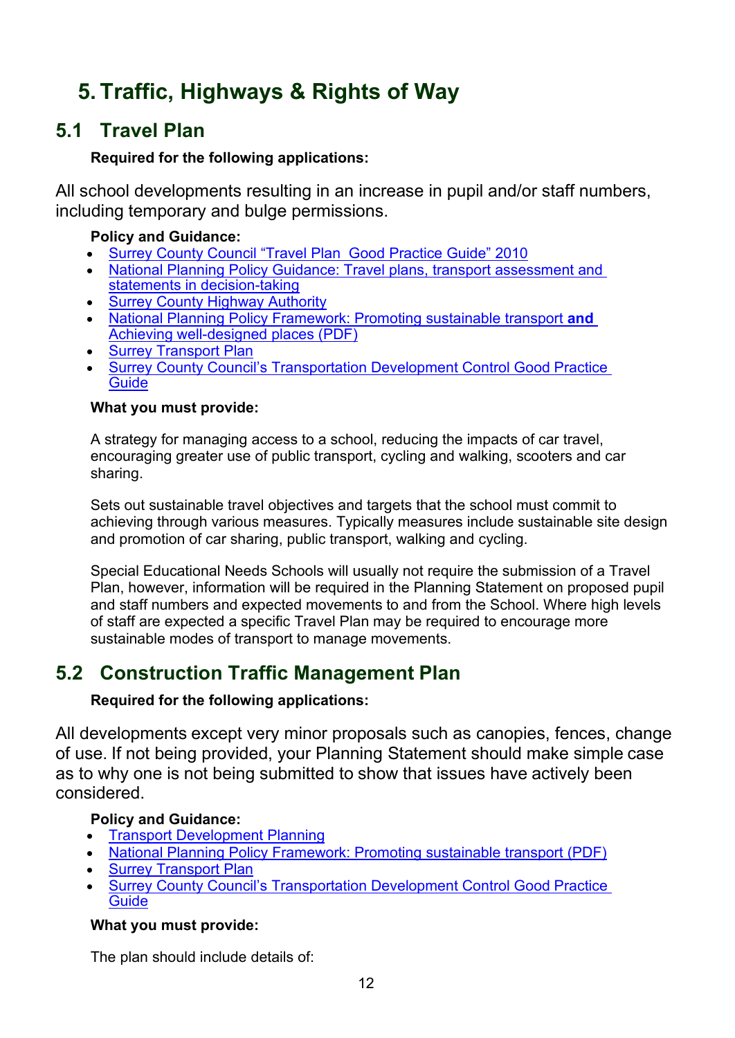# 5. Traffic, Highways & Rights of Way

## 5.1 Travel Plan

**Required for the following applications:**

All school developments resulting in an increase in pupil and/or staff numbers, including temporary and bulge permissions.

**Policy and Guidance:**

- Surrey County Council "Travel Plan Good Practice Guide" 2010
- National Planning Policy Guidance: Travel plans, transport assessment and statements in decision-taking
- Surrey County Highway Authority
- National Planning Policy Framework: Promoting sustainable transport **and** Achieving well-designed places (PDF)
- Surrey Transport Plan
- Surrey County Council's Transportation Development Control Good Practice Guide

**What you must provide:**

A strategy for managing access to a school, reducing the impacts of car travel, encouraging greater use of public transport, cycling and walking, scooters and car sharing.

Sets out sustainable travel objectives and targets that the school must commit to achieving through various measures. Typically measures include sustainable site design and promotion of car sharing, public transport, walking and cycling.

Special Educational Needs Schools will usually not require the submission of a Travel Plan, however, information will be required in the Planning Statement on proposed pupil and staff numbers and expected movements to and from the School. Where high levels of staff are expected a specific Travel Plan may be required to encourage more sustainable modes of transport to manage movements.

## 5.2 Construction Traffic Management Plan

**Required for the following applications:**

All developments except very minor proposals such as canopies, fences, change of use. If not being provided, your Planning Statement should make simple case as to why one is not being submitted to show that issues have actively been considered.

**Policy and Guidance:**

- Transport Development Planning
- National Planning Policy Framework: Promoting sustainable transport (PDF)
- Surrey Transport Plan
- Surrey County Council's Transportation Development Control Good Practice Guide

**What you must provide:**

The plan should include details of: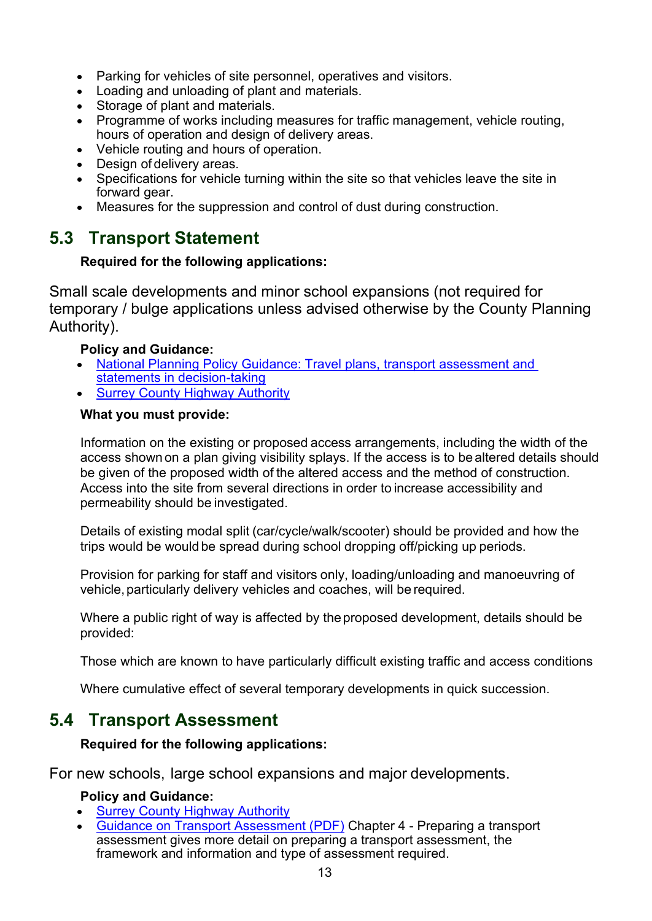- Parking for vehicles of site personnel, operatives and visitors.
- Loading and unloading of plant and materials.
- Storage of plant and materials.
- Programme of works including measures for traffic management, vehicle routing, hours of operation and design of delivery areas.
- Vehicle routing and hours of operation.
- Design of delivery areas.
- Specifications for vehicle turning within the site so that vehicles leave the site in forward gear.
- Measures for the suppression and control of dust during construction.

## 5.3 Transport Statement

**Required for the following applications:**

Small scale developments and minor school expansions (not required for temporary / bulge applications unless advised otherwise by the County Planning Authority).

**Policy and Guidance:**

- National Planning Policy Guidance: Travel plans, transport assessment and statements in decision-taking
- Surrey County Highway Authority

**What you must provide:**

Information on the existing or proposed access arrangements, including the width of the access shown on a plan giving visibility splays. If the access is to be altered details should be given of the proposed width of the altered access and the method of construction. Access into the site from several directions in order to increase accessibility and permeability should be investigated.

Details of existing modal split (car/cycle/walk/scooter) should be provided and how the trips would be would be spread during school dropping off/picking up periods.

Provision for parking for staff and visitors only, loading/unloading and manoeuvring of vehicle, particularly delivery vehicles and coaches, will be required.

Where a public right of way is affected by the proposed development, details should be provided:

Those which are known to have particularly difficult existing traffic and access conditions

Where cumulative effect of several temporary developments in quick succession.

## 5.4 Transport Assessment

**Required for the following applications:**

For new schools, large school expansions and major developments.

**Policy and Guidance:**

- Surrey County Highway Authority
- Guidance on Transport Assessment (PDF) Chapter 4 - Preparing a transport assessment gives more detail on preparing a transport assessment, the framework and information and type of assessment required.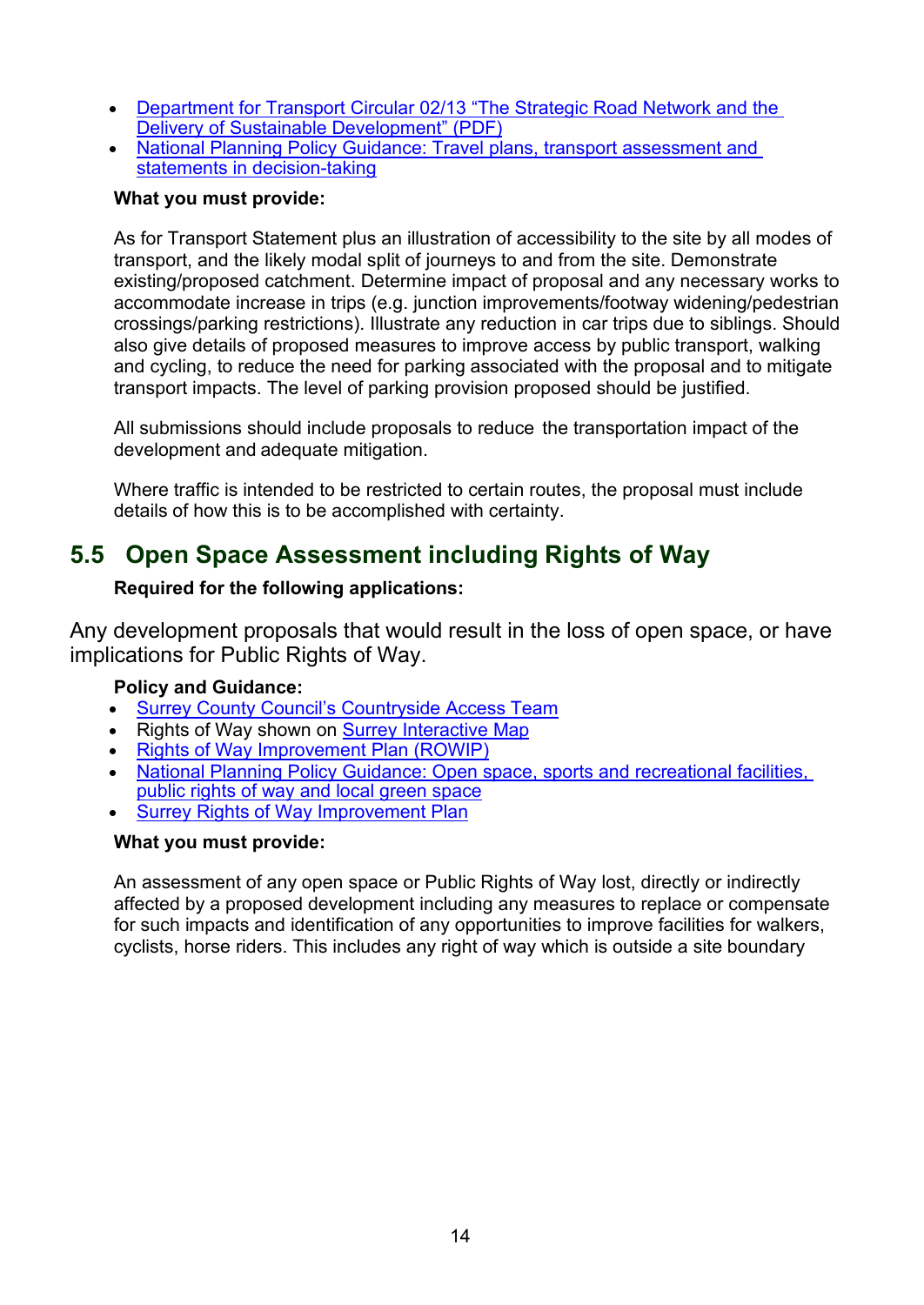- Department for Transport Circular 02/13 "The Strategic Road Network and the Delivery of Sustainable Development" (PDF)
- National Planning Policy Guidance: Travel plans, transport assessment and statements in decision-taking

**What you must provide:**

As for Transport Statement plus an illustration of accessibility to the site by all modes of transport, and the likely modal split of journeys to and from the site. Demonstrate existing/proposed catchment. Determine impact of proposal and any necessary works to accommodate increase in trips (e.g. junction improvements/footway widening/pedestrian crossings/parking restrictions). Illustrate any reduction in car trips due to siblings. Should also give details of proposed measures to improve access by public transport, walking and cycling, to reduce the need for parking associated with the proposal and to mitigate transport impacts. The level of parking provision proposed should be justified.

All submissions should include proposals to reduce the transportation impact of the development and adequate mitigation.

Where traffic is intended to be restricted to certain routes, the proposal must include details of how this is to be accomplished with certainty.

## 5.5 Open Space Assessment including Rights of Way

**Required for the following applications:**

Any development proposals that would result in the loss of open space, or have implications for Public Rights of Way.

**Policy and Guidance:**

- Surrey County Council's Countryside Access Team
- Rights of Way shown on Surrey Interactive Map
- Rights of Way Improvement Plan (ROWIP)
- National Planning Policy Guidance: Open space, sports and recreational facilities, public rights of way and local green space
- Surrey Rights of Way Improvement Plan

**What you must provide:**

An assessment of any open space or Public Rights of Way lost, directly or indirectly affected by a proposed development including any measures to replace or compensate for such impacts and identification of any opportunities to improve facilities for walkers, cyclists, horse riders. This includes any right of way which is outside a site boundary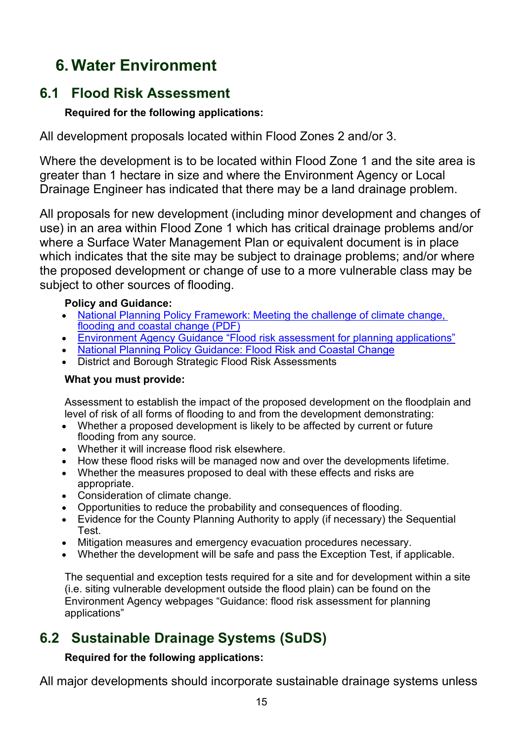# 6. Water Environment

## 6.1 Flood Risk Assessment

**Required for the following applications:**

All development proposals located within Flood Zones 2 and/or 3.

Where the development is to be located within Flood Zone 1 and the site area is greater than 1 hectare in size and where the Environment Agency or Local Drainage Engineer has indicated that there may be a land drainage problem.

All proposals for new development (including minor development and changes of use) in an area within Flood Zone 1 which has critical drainage problems and/or where a Surface Water Management Plan or equivalent document is in place which indicates that the site may be subject to drainage problems; and/or where the proposed development or change of use to a more vulnerable class may be subject to other sources of flooding.

**Policy and Guidance:**

- National Planning Policy Framework: Meeting the challenge of climate change, flooding and coastal change (PDF)
- Environment Agency Guidance "Flood risk assessment for planning applications"
- National Planning Policy Guidance: Flood Risk and Coastal Change
- District and Borough Strategic Flood Risk Assessments

**What you must provide:**

Assessment to establish the impact of the proposed development on the floodplain and level of risk of all forms of flooding to and from the development demonstrating:

- Whether a proposed development is likely to be affected by current or future flooding from any source.
- Whether it will increase flood risk elsewhere.
- How these flood risks will be managed now and over the developments lifetime.
- Whether the measures proposed to deal with these effects and risks are appropriate.
- Consideration of climate change.
- Opportunities to reduce the probability and consequences of flooding.
- Evidence for the County Planning Authority to apply (if necessary) the Sequential Test.
- Mitigation measures and emergency evacuation procedures necessary.
- Whether the development will be safe and pass the Exception Test, if applicable.

The sequential and exception tests required for a site and for development within a site (i.e. siting vulnerable development outside the flood plain) can be found on the Environment Agency webpages "Guidance: flood risk assessment for planning applications"

## 6.2 Sustainable Drainage Systems (SuDS)

**Required for the following applications:**

All major developments should incorporate sustainable drainage systems unless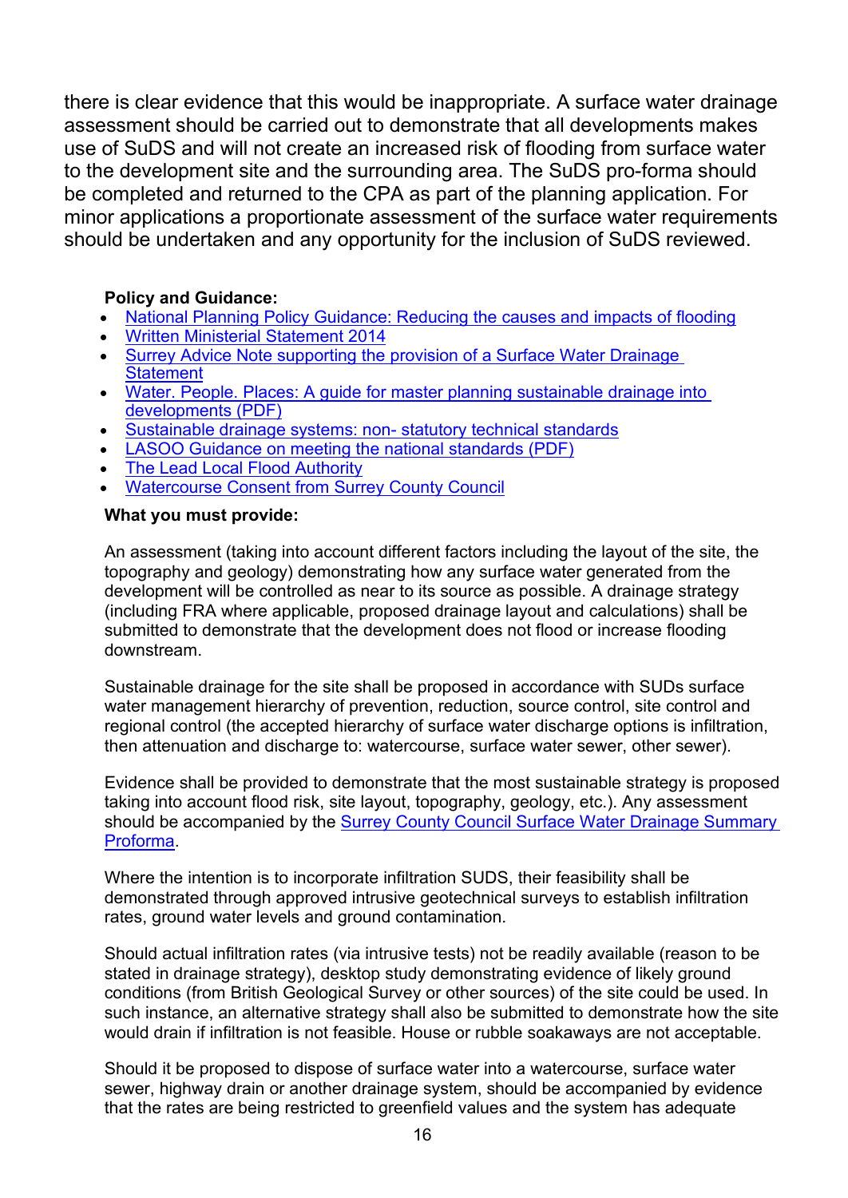there is clear evidence that this would be inappropriate. A surface water drainage assessment should be carried out to demonstrate that all developments makes use of SuDS and will not create an increased risk of flooding from surface water to the development site and the surrounding area. The SuDS pro-forma should be completed and returned to the CPA as part of the planning application. For minor applications a proportionate assessment of the surface water requirements should be undertaken and any opportunity for the inclusion of SuDS reviewed.

**Policy and Guidance:**

- National Planning Policy Guidance: Reducing the causes and impacts of flooding
- Written Ministerial Statement 2014
- Surrey Advice Note supporting the provision of a Surface Water Drainage Statement
- Water. People. Places: A guide for master planning sustainable drainage into developments (PDF)
- Sustainable drainage systems: non- statutory technical standards
- LASOO Guidance on meeting the national standards (PDF)
- The Lead Local Flood Authority
- Watercourse Consent from Surrey County Council

**What you must provide:**

An assessment (taking into account different factors including the layout of the site, the topography and geology) demonstrating how any surface water generated from the development will be controlled as near to its source as possible. A drainage strategy (including FRA where applicable, proposed drainage layout and calculations) shall be submitted to demonstrate that the development does not flood or increase flooding downstream.

Sustainable drainage for the site shall be proposed in accordance with SUDs surface water management hierarchy of prevention, reduction, source control, site control and regional control (the accepted hierarchy of surface water discharge options is infiltration, then attenuation and discharge to: watercourse, surface water sewer, other sewer).

Evidence shall be provided to demonstrate that the most sustainable strategy is proposed taking into account flood risk, site layout, topography, geology, etc.). Any assessment should be accompanied by the Surrey County Council Surface Water Drainage Summary Proforma.

Where the intention is to incorporate infiltration SUDS, their feasibility shall be demonstrated through approved intrusive geotechnical surveys to establish infiltration rates, ground water levels and ground contamination.

Should actual infiltration rates (via intrusive tests) not be readily available (reason to be stated in drainage strategy), desktop study demonstrating evidence of likely ground conditions (from British Geological Survey or other sources) of the site could be used. In such instance, an alternative strategy shall also be submitted to demonstrate how the site would drain if infiltration is not feasible. House or rubble soakaways are not acceptable.

Should it be proposed to dispose of surface water into a watercourse, surface water sewer, highway drain or another drainage system, should be accompanied by evidence that the rates are being restricted to greenfield values and the system has adequate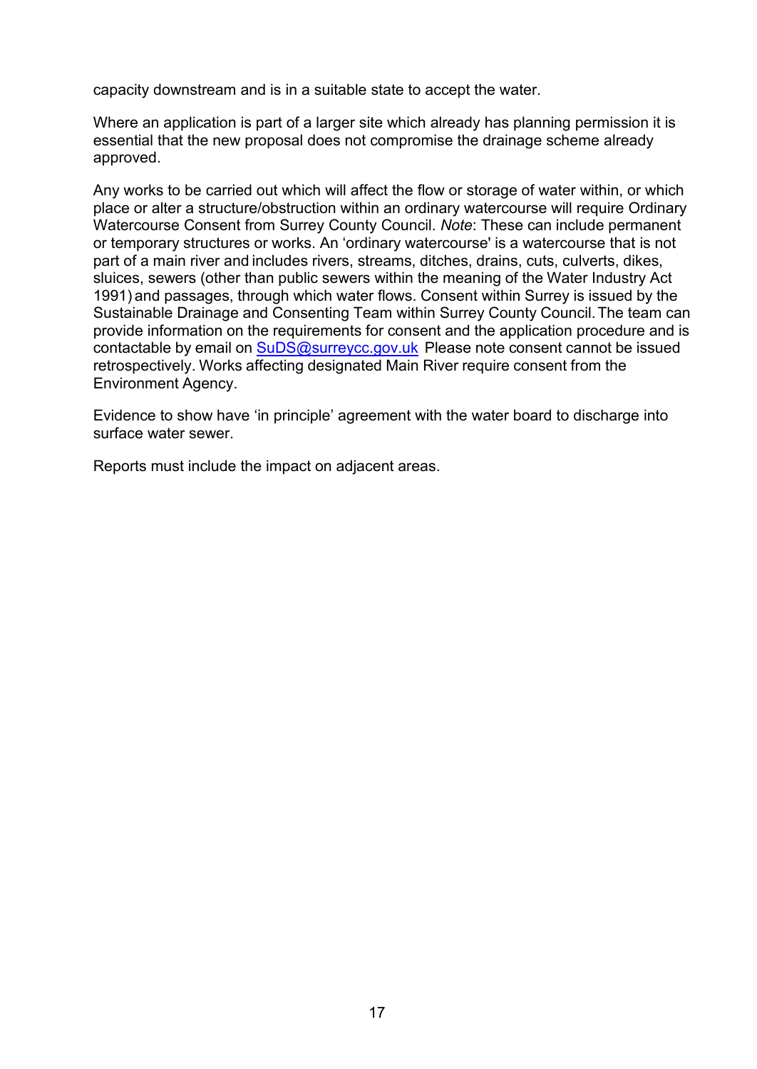capacity downstream and is in a suitable state to accept the water.

Where an application is part of a larger site which already has planning permission it is essential that the new proposal does not compromise the drainage scheme already approved.

Any works to be carried out which will affect the flow or storage of water within, or which place or alter a structure/obstruction within an ordinary watercourse will require Ordinary Watercourse Consent from Surrey County Council. *Note*: These can include permanent or temporary structures or works. An 'ordinary watercourse' is a watercourse that is not part of a main river and includes rivers, streams, ditches, drains, cuts, culverts, dikes, sluices, sewers (other than public sewers within the meaning of the Water Industry Act 1991) and passages, through which water flows. Consent within Surrey is issued by the Sustainable Drainage and Consenting Team within Surrey County Council. The team can provide information on the requirements for consent and the application procedure and is contactable by email on [SuDS@surreycc.gov.uk](mailto:SuDS@surreycc.gov.uk) Please note consent cannot be issued retrospectively. Works affecting designated Main River require consent from the Environment Agency.

Evidence to show have 'in principle' agreement with the water board to discharge into surface water sewer.

Reports must include the impact on adjacent areas.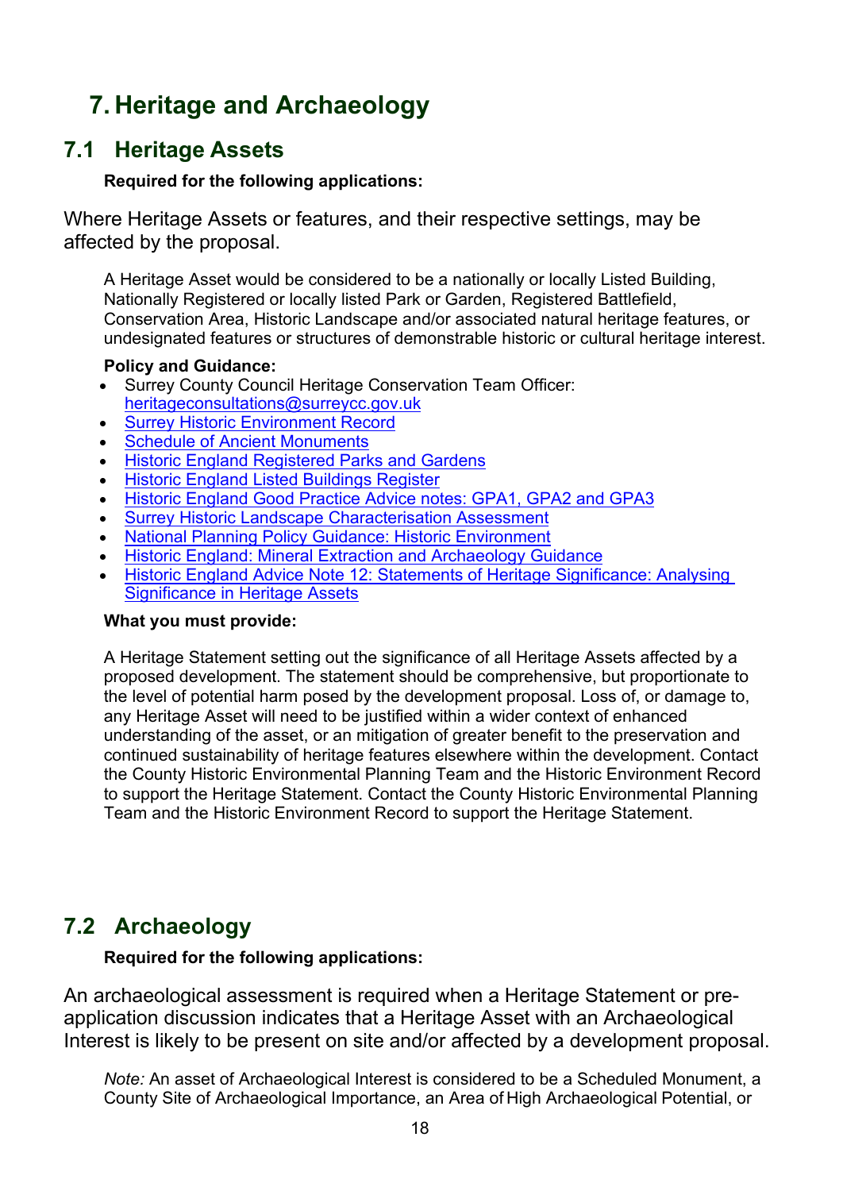# 7. Heritage and Archaeology

## 7.1 Heritage Assets

**Required for the following applications:**

Where Heritage Assets or features, and their respective settings, may be affected by the proposal.

A Heritage Asset would be considered to be a nationally or locally Listed Building, Nationally Registered or locally listed Park or Garden, Registered Battlefield, Conservation Area, Historic Landscape and/or associated natural heritage features, or undesignated features or structures of demonstrable historic or cultural heritage interest.

**Policy and Guidance:**

- Surrey County Council Heritage Conservation Team Officer: heritageconsultations@surreycc.gov.uk
- Surrey Historic Environment Record
- Schedule of Ancient Monuments
- Historic England Registered Parks and Gardens
- Historic England Listed Buildings Register
- Historic England Good Practice Advice notes: GPA1, GPA2 and GPA3
- Surrey Historic Landscape Characterisation Assessment
- National Planning Policy Guidance: Historic Environment
- Historic England: Mineral Extraction and Archaeology Guidance
- Historic England Advice Note 12: Statements of Heritage Significance: Analysing Significance in Heritage Assets

**What you must provide:**

A Heritage Statement setting out the significance of all Heritage Assets affected by a proposed development. The statement should be comprehensive, but proportionate to the level of potential harm posed by the development proposal. Loss of, or damage to, any Heritage Asset will need to be justified within a wider context of enhanced understanding of the asset, or an mitigation of greater benefit to the preservation and continued sustainability of heritage features elsewhere within the development. Contact the County Historic Environmental Planning Team and the Historic Environment Record to support the Heritage Statement. Contact the County Historic Environmental Planning Team and the Historic Environment Record to support the Heritage Statement.

## 7.2 Archaeology

**Required for the following applications:**

An archaeological assessment is required when a Heritage Statement or pre-application discussion indicates that a Heritage Asset with an Archaeological Interest is likely to be present on site and/or affected by a development proposal.

*Note:* An asset of Archaeological Interest is considered to be a Scheduled Monument, a County Site of Archaeological Importance, an Area of High Archaeological Potential, or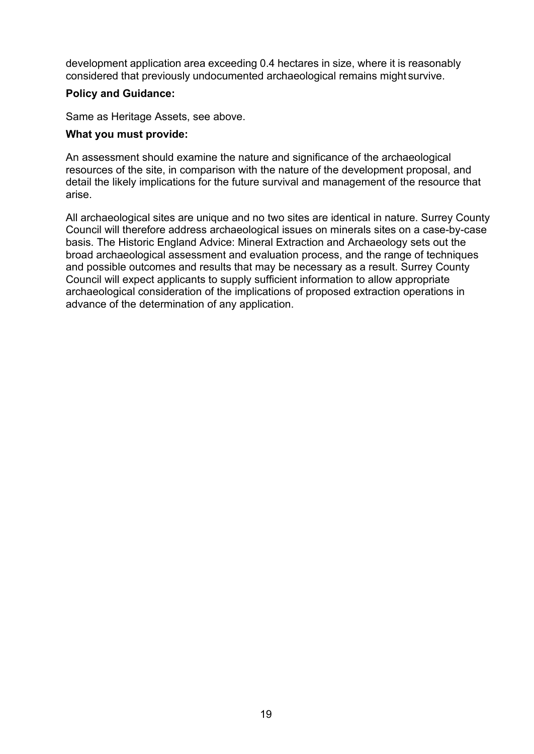development application area exceeding 0.4 hectares in size, where it is reasonably considered that previously undocumented archaeological remains might survive.

**Policy and Guidance:**

Same as Heritage Assets, see above.

**What you must provide:**

An assessment should examine the nature and significance of the archaeological resources of the site, in comparison with the nature of the development proposal, and detail the likely implications for the future survival and management of the resource that arise.

All archaeological sites are unique and no two sites are identical in nature. Surrey County Council will therefore address archaeological issues on minerals sites on a case-by-case basis. The Historic England Advice: Mineral Extraction and Archaeology sets out the broad archaeological assessment and evaluation process, and the range of techniques and possible outcomes and results that may be necessary as a result. Surrey County Council will expect applicants to supply sufficient information to allow appropriate archaeological consideration of the implications of proposed extraction operations in advance of the determination of any application.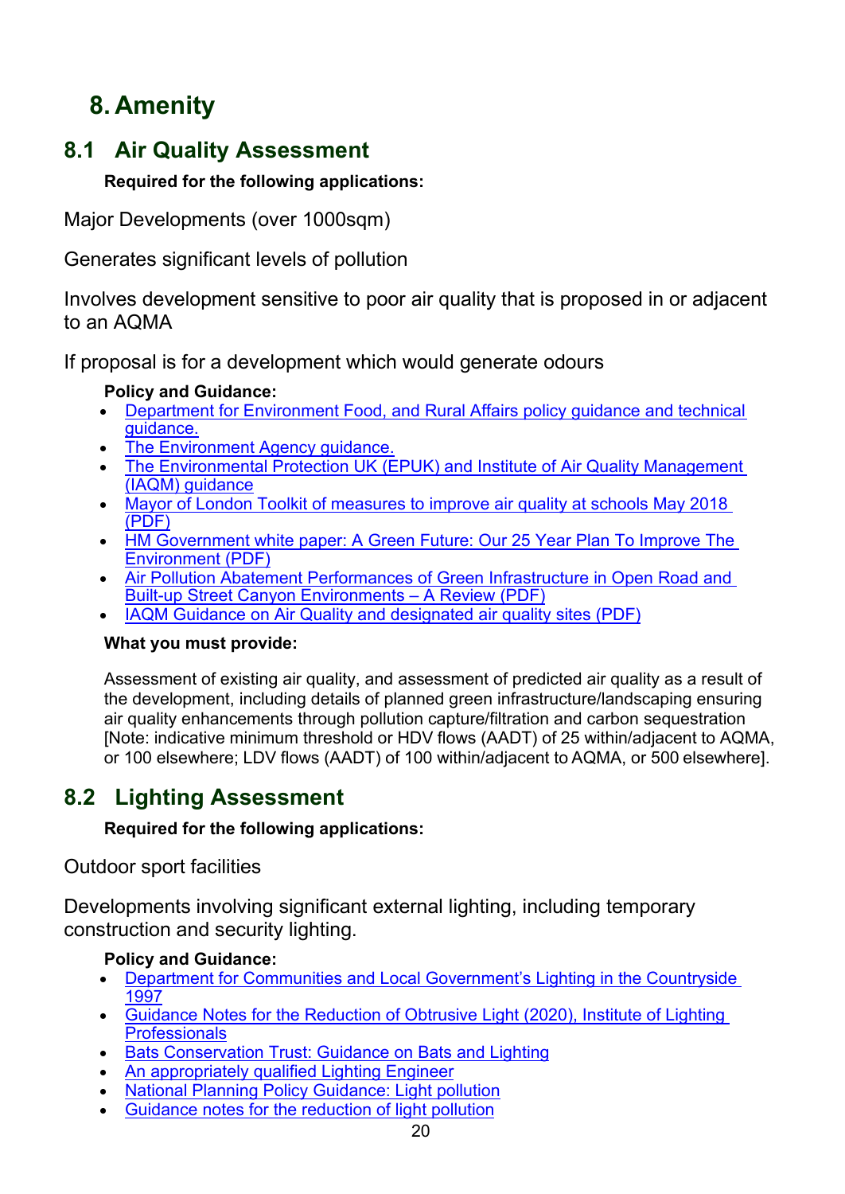# 8. Amenity

## 8.1 Air Quality Assessment

**Required for the following applications:**

Major Developments (over 1000sqm)

Generates significant levels of pollution

Involves development sensitive to poor air quality that is proposed in or adjacent to an AQMA

If proposal is for a development which would generate odours

**Policy and Guidance:**

- Department for Environment Food, and Rural Affairs policy guidance and technical guidance.
- The Environment Agency guidance.
- The Environmental Protection UK (EPUK) and Institute of Air Quality Management (IAQM) guidance
- Mayor of London Toolkit of measures to improve air quality at schools May 2018 (PDF)
- HM Government white paper: A Green Future: Our 25 Year Plan To Improve The Environment (PDF)
- Air Pollution Abatement Performances of Green Infrastructure in Open Road and Built-up Street Canyon Environments – A Review (PDF)
- IAQM Guidance on Air Quality and designated air quality sites (PDF)

**What you must provide:**

Assessment of existing air quality, and assessment of predicted air quality as a result of the development, including details of planned green infrastructure/landscaping ensuring air quality enhancements through pollution capture/filtration and carbon sequestration [Note: indicative minimum threshold or HDV flows (AADT) of 25 within/adjacent to AQMA, or 100 elsewhere; LDV flows (AADT) of 100 within/adjacent to AQMA, or 500 elsewhere].

## 8.2 Lighting Assessment

**Required for the following applications:**

Outdoor sport facilities

Developments involving significant external lighting, including temporary construction and security lighting.

**Policy and Guidance:**

- Department for Communities and Local Government's Lighting in the Countryside 1997
- Guidance Notes for the Reduction of Obtrusive Light (2020), Institute of Lighting Professionals
- Bats Conservation Trust: Guidance on Bats and Lighting
- An appropriately qualified Lighting Engineer
- National Planning Policy Guidance: Light pollution
- Guidance notes for the reduction of light pollution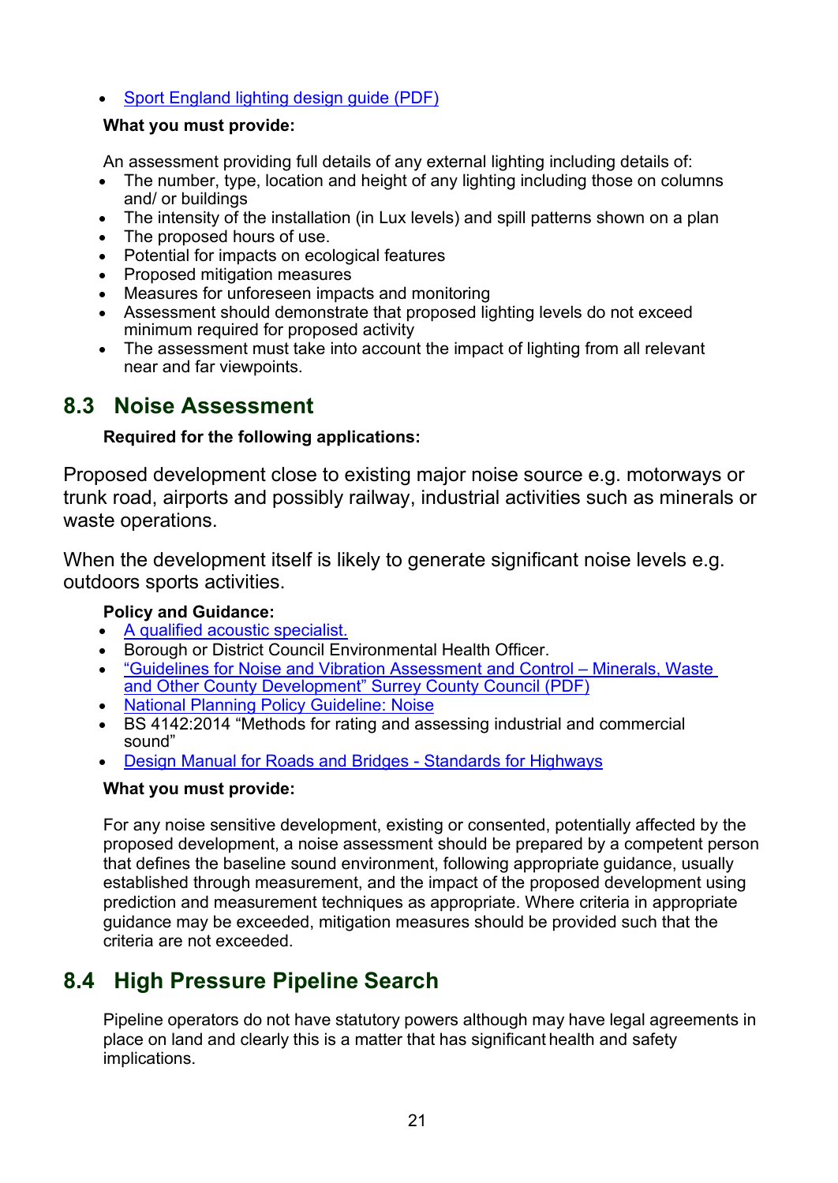- [Sport England lighting design guide (PDF)]

**What you must provide:**

An assessment providing full details of any external lighting including details of:

- The number, type, location and height of any lighting including those on columns and/ or buildings
- The intensity of the installation (in Lux levels) and spill patterns shown on a plan
- The proposed hours of use.
- Potential for impacts on ecological features
- Proposed mitigation measures
- Measures for unforeseen impacts and monitoring
- Assessment should demonstrate that proposed lighting levels do not exceed minimum required for proposed activity
- The assessment must take into account the impact of lighting from all relevant near and far viewpoints.

## 8.3 Noise Assessment

**Required for the following applications:**

Proposed development close to existing major noise source e.g. motorways or trunk road, airports and possibly railway, industrial activities such as minerals or waste operations.

When the development itself is likely to generate significant noise levels e.g. outdoors sports activities.

**Policy and Guidance:**

- A qualified acoustic specialist.
- Borough or District Council Environmental Health Officer.
- "Guidelines for Noise and Vibration Assessment and Control – Minerals, Waste and Other County Development" Surrey County Council (PDF)
- National Planning Policy Guideline: Noise
- BS 4142:2014 "Methods for rating and assessing industrial and commercial sound"
- Design Manual for Roads and Bridges - Standards for Highways

**What you must provide:**

For any noise sensitive development, existing or consented, potentially affected by the proposed development, a noise assessment should be prepared by a competent person that defines the baseline sound environment, following appropriate guidance, usually established through measurement, and the impact of the proposed development using prediction and measurement techniques as appropriate. Where criteria in appropriate guidance may be exceeded, mitigation measures should be provided such that the criteria are not exceeded.

## 8.4 High Pressure Pipeline Search

Pipeline operators do not have statutory powers although may have legal agreements in place on land and clearly this is a matter that has significant health and safety implications.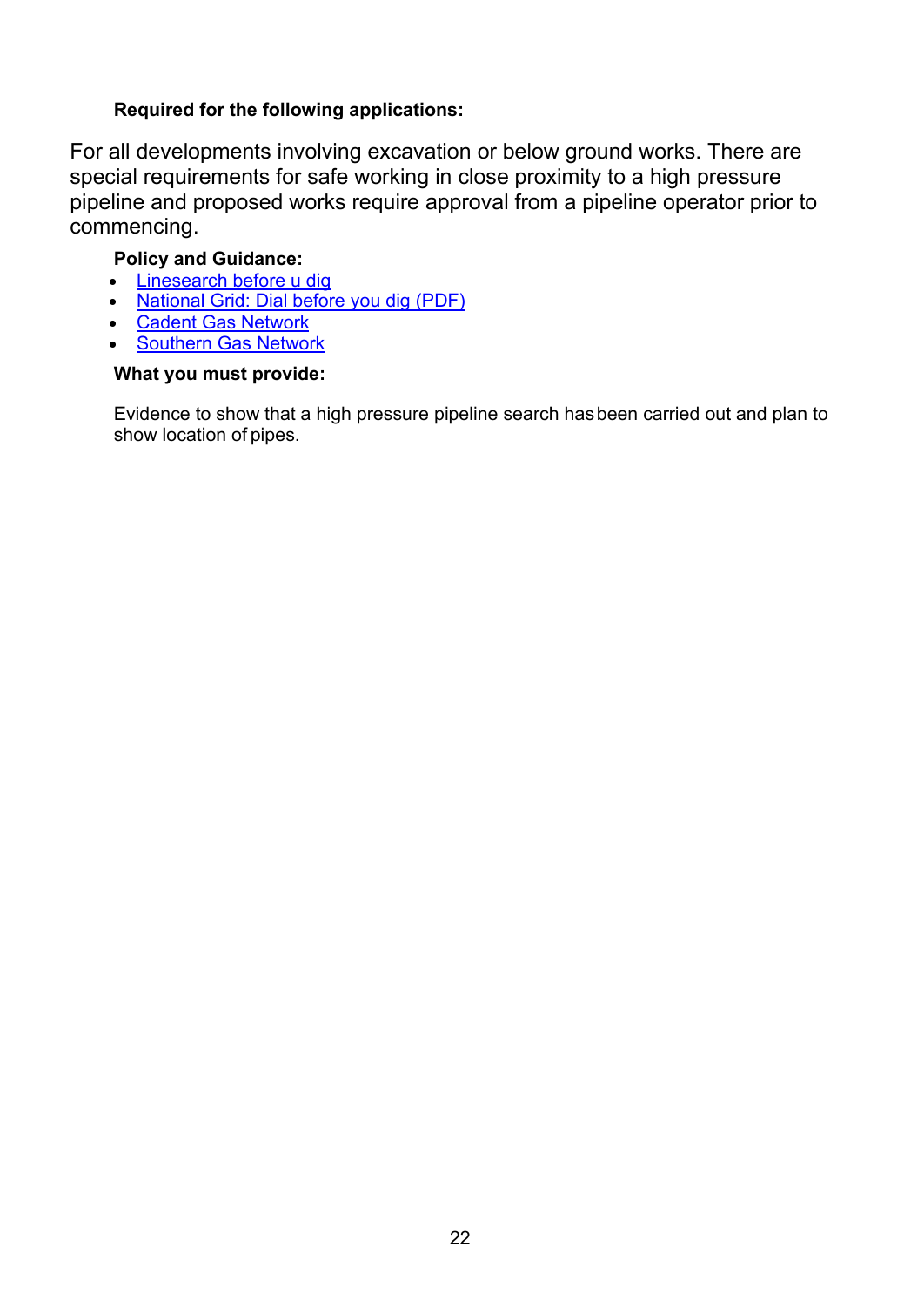**Required for the following applications:**

For all developments involving excavation or below ground works. There are special requirements for safe working in close proximity to a high pressure pipeline and proposed works require approval from a pipeline operator prior to commencing.

**Policy and Guidance:**

- Linesearch before u dig
- National Grid: Dial before you dig (PDF)
- Cadent Gas Network
- Southern Gas Network

**What you must provide:**

Evidence to show that a high pressure pipeline search has been carried out and plan to show location of pipes.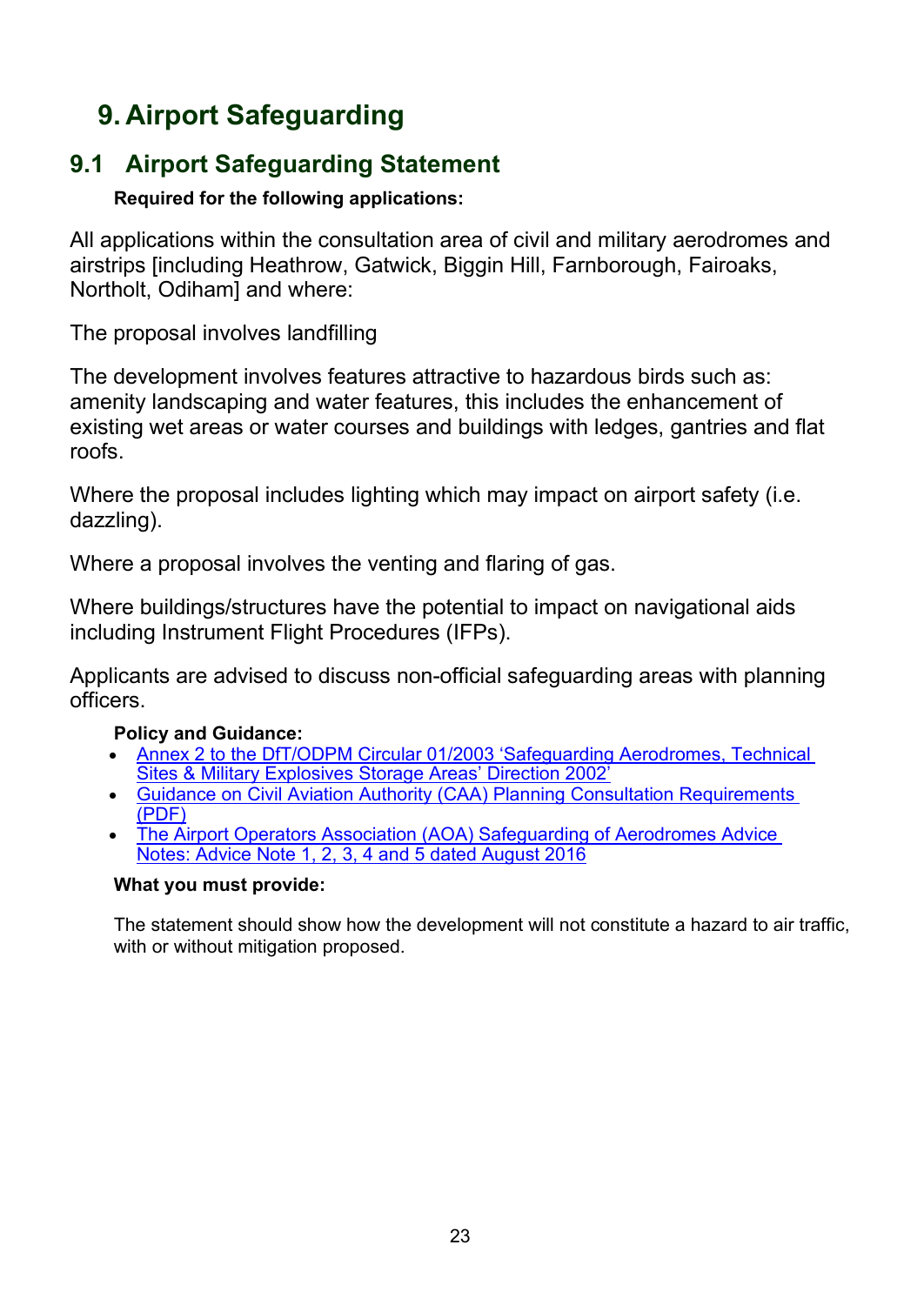# 9. Airport Safeguarding

## 9.1 Airport Safeguarding Statement

**Required for the following applications:**

All applications within the consultation area of civil and military aerodromes and airstrips [including Heathrow, Gatwick, Biggin Hill, Farnborough, Fairoaks, Northolt, Odiham] and where:

The proposal involves landfilling

The development involves features attractive to hazardous birds such as: amenity landscaping and water features, this includes the enhancement of existing wet areas or water courses and buildings with ledges, gantries and flat roofs.

Where the proposal includes lighting which may impact on airport safety (i.e. dazzling).

Where a proposal involves the venting and flaring of gas.

Where buildings/structures have the potential to impact on navigational aids including Instrument Flight Procedures (IFPs).

Applicants are advised to discuss non-official safeguarding areas with planning officers.

**Policy and Guidance:**

- Annex 2 to the DfT/ODPM Circular 01/2003 'Safeguarding Aerodromes, Technical Sites & Military Explosives Storage Areas' Direction 2002'
- Guidance on Civil Aviation Authority (CAA) Planning Consultation Requirements (PDF)
- The Airport Operators Association (AOA) Safeguarding of Aerodromes Advice Notes: Advice Note 1, 2, 3, 4 and 5 dated August 2016

**What you must provide:**

The statement should show how the development will not constitute a hazard to air traffic, with or without mitigation proposed.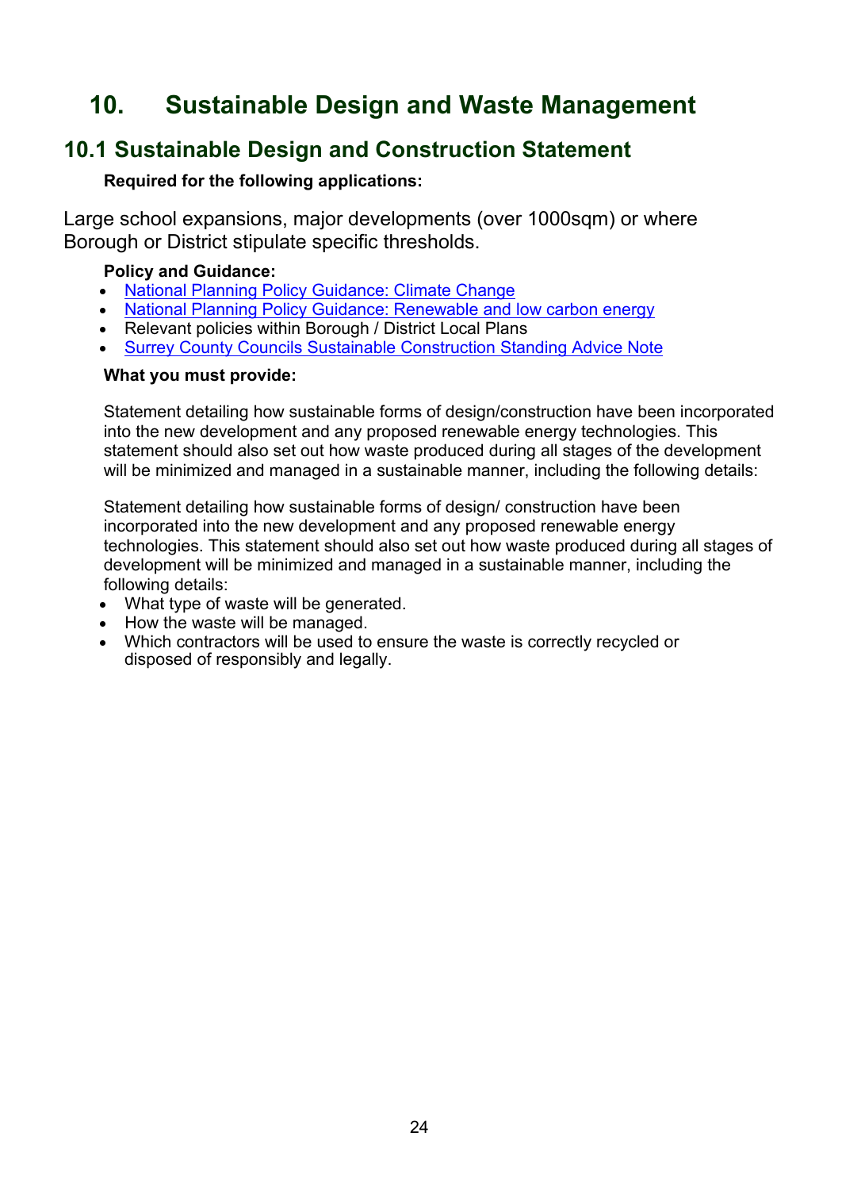# 10. Sustainable Design and Waste Management

## 10.1 Sustainable Design and Construction Statement

**Required for the following applications:**

Large school expansions, major developments (over 1000sqm) or where Borough or District stipulate specific thresholds.

**Policy and Guidance:**

- National Planning Policy Guidance: Climate Change
- National Planning Policy Guidance: Renewable and low carbon energy
- Relevant policies within Borough / District Local Plans
- Surrey County Councils Sustainable Construction Standing Advice Note

**What you must provide:**

Statement detailing how sustainable forms of design/construction have been incorporated into the new development and any proposed renewable energy technologies. This statement should also set out how waste produced during all stages of the development will be minimized and managed in a sustainable manner, including the following details:

Statement detailing how sustainable forms of design/ construction have been incorporated into the new development and any proposed renewable energy technologies. This statement should also set out how waste produced during all stages of development will be minimized and managed in a sustainable manner, including the following details:

- What type of waste will be generated.
- How the waste will be managed.
- Which contractors will be used to ensure the waste is correctly recycled or disposed of responsibly and legally.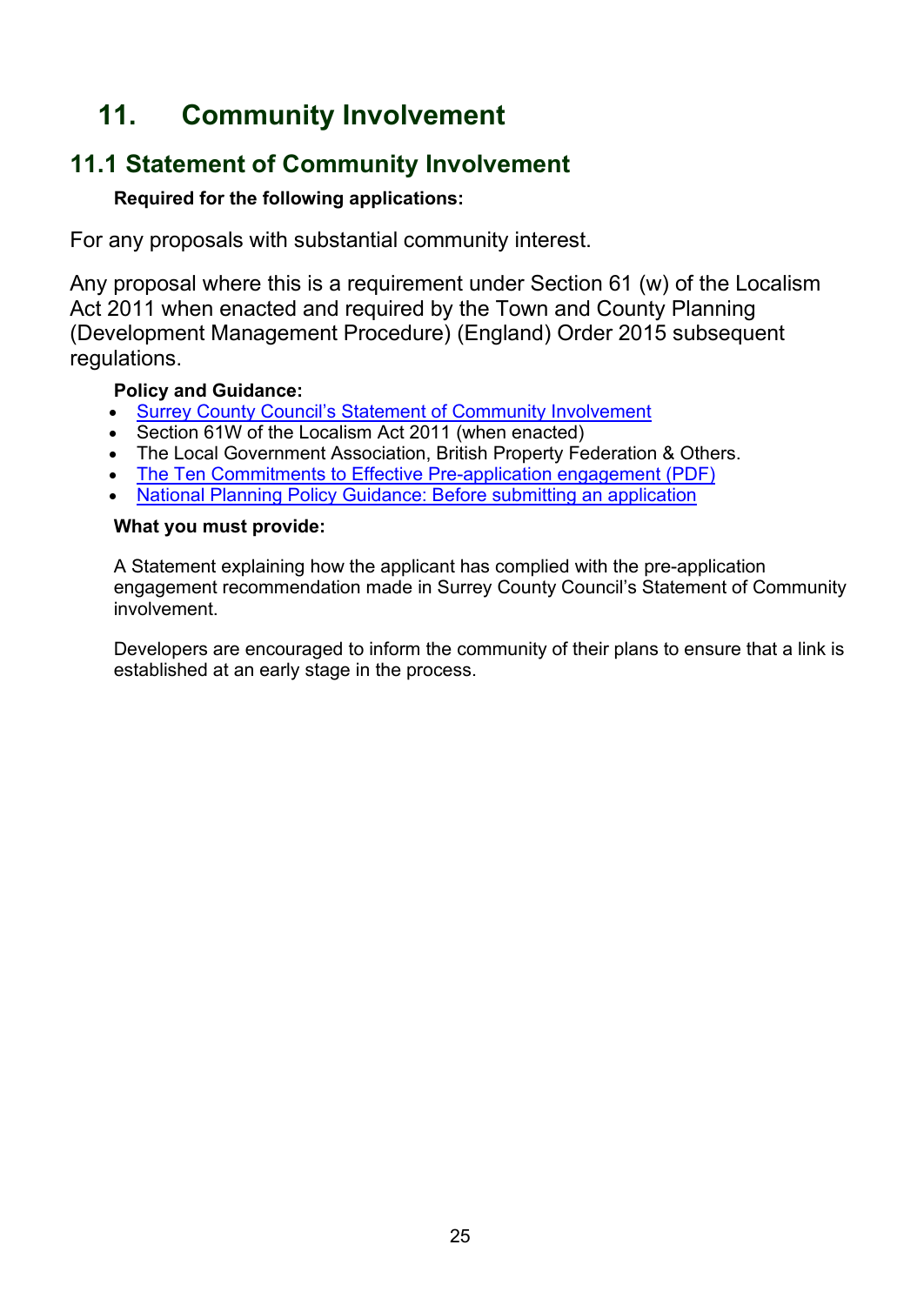# 11. Community Involvement

## 11.1 Statement of Community Involvement

**Required for the following applications:**

For any proposals with substantial community interest.

Any proposal where this is a requirement under Section 61 (w) of the Localism Act 2011 when enacted and required by the Town and County Planning (Development Management Procedure) (England) Order 2015 subsequent regulations.

**Policy and Guidance:**

- Surrey County Council's Statement of Community Involvement
- Section 61W of the Localism Act 2011 (when enacted)
- The Local Government Association, British Property Federation & Others.
- The Ten Commitments to Effective Pre-application engagement (PDF)
- National Planning Policy Guidance: Before submitting an application

**What you must provide:**

A Statement explaining how the applicant has complied with the pre-application engagement recommendation made in Surrey County Council's Statement of Community involvement.

Developers are encouraged to inform the community of their plans to ensure that a link is established at an early stage in the process.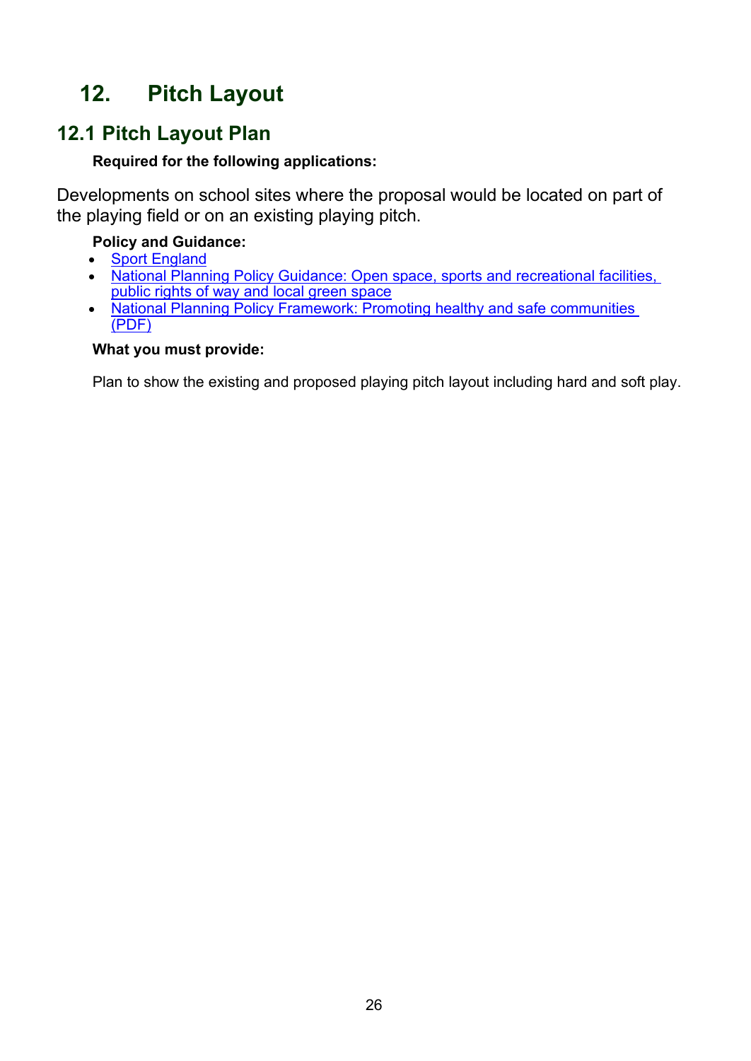# 12. Pitch Layout

## 12.1 Pitch Layout Plan

**Required for the following applications:**

Developments on school sites where the proposal would be located on part of the playing field or on an existing playing pitch.

**Policy and Guidance:**

- Sport England
- National Planning Policy Guidance: Open space, sports and recreational facilities, public rights of way and local green space
- National Planning Policy Framework: Promoting healthy and safe communities (PDF)

**What you must provide:**

Plan to show the existing and proposed playing pitch layout including hard and soft play.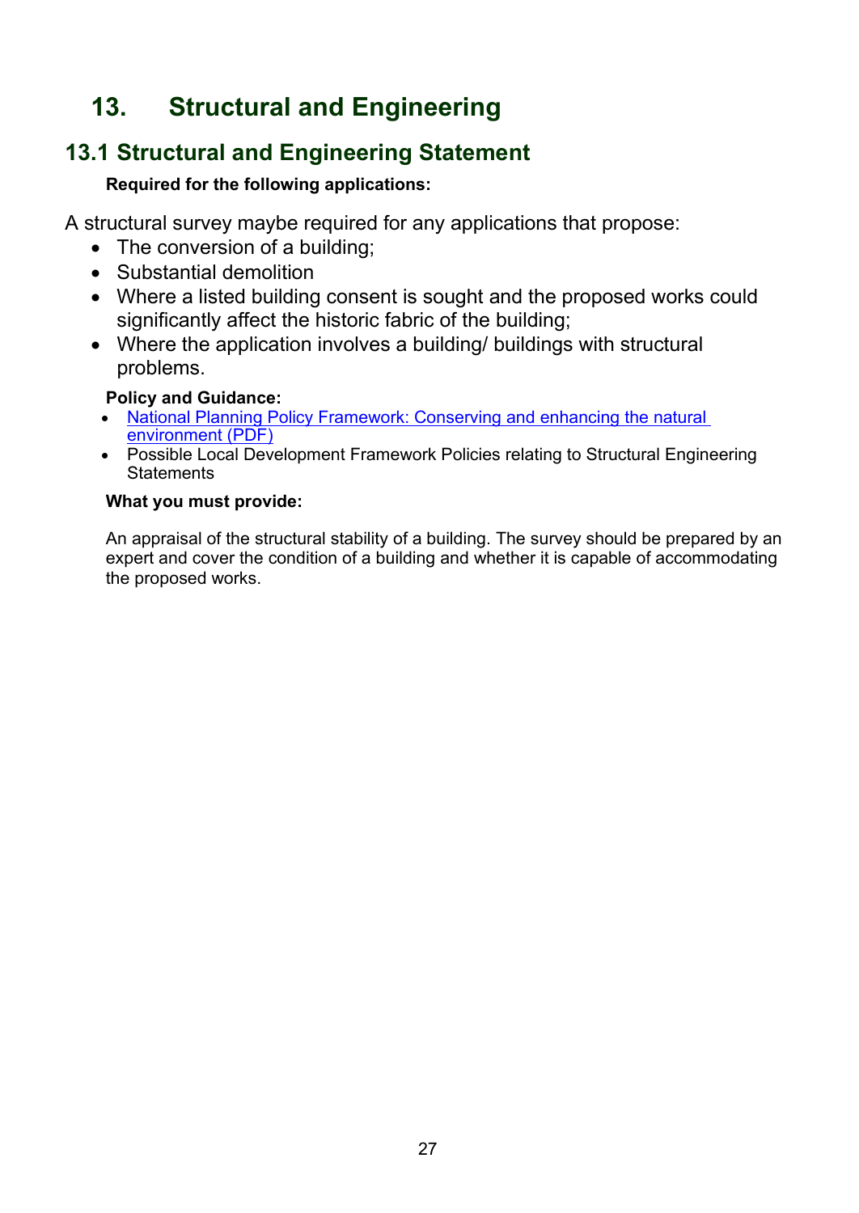# 13. Structural and Engineering

## 13.1 Structural and Engineering Statement

**Required for the following applications:**

A structural survey maybe required for any applications that propose:

- The conversion of a building;
- Substantial demolition
- Where a listed building consent is sought and the proposed works could significantly affect the historic fabric of the building;
- Where the application involves a building/ buildings with structural problems.

**Policy and Guidance:**

- National Planning Policy Framework: Conserving and enhancing the natural environment (PDF)
- Possible Local Development Framework Policies relating to Structural Engineering Statements

**What you must provide:**

An appraisal of the structural stability of a building. The survey should be prepared by an expert and cover the condition of a building and whether it is capable of accommodating the proposed works.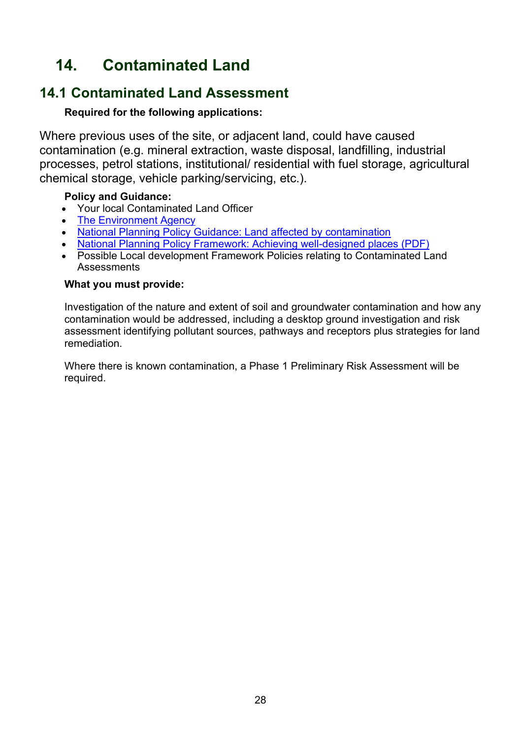# 14. Contaminated Land

## 14.1 Contaminated Land Assessment

**Required for the following applications:**

Where previous uses of the site, or adjacent land, could have caused contamination (e.g. mineral extraction, waste disposal, landfilling, industrial processes, petrol stations, institutional/ residential with fuel storage, agricultural chemical storage, vehicle parking/servicing, etc.).

**Policy and Guidance:**

- Your local Contaminated Land Officer
- The Environment Agency
- National Planning Policy Guidance: Land affected by contamination
- National Planning Policy Framework: Achieving well-designed places (PDF)
- Possible Local development Framework Policies relating to Contaminated Land Assessments

**What you must provide:**

Investigation of the nature and extent of soil and groundwater contamination and how any contamination would be addressed, including a desktop ground investigation and risk assessment identifying pollutant sources, pathways and receptors plus strategies for land remediation.

Where there is known contamination, a Phase 1 Preliminary Risk Assessment will be required.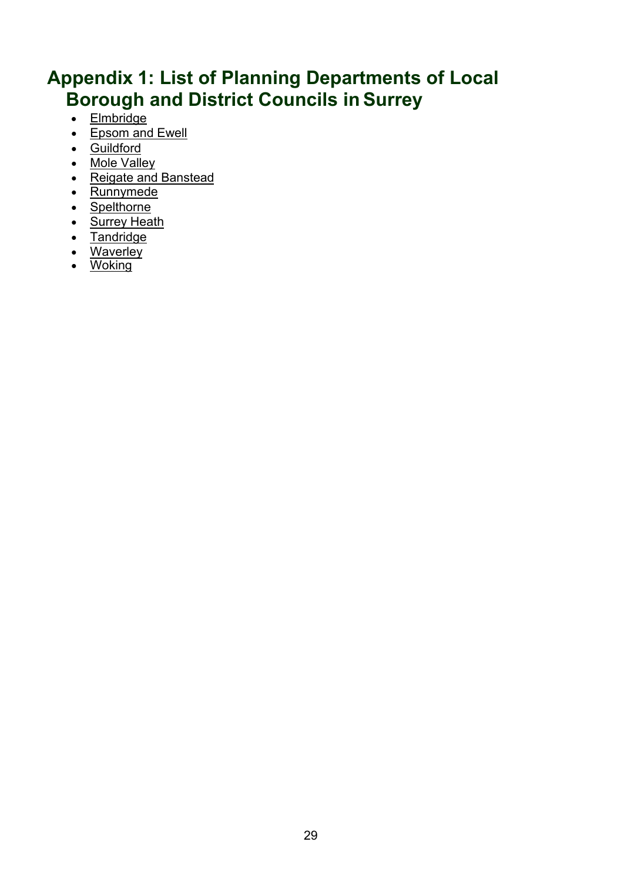# Appendix 1: List of Planning Departments of Local Borough and District Councils in Surrey

- Elmbridge
- Epsom and Ewell
- Guildford
- Mole Valley
- Reigate and Banstead
- Runnymede
- Spelthorne
- Surrey Heath
- Tandridge
- Waverley
- Woking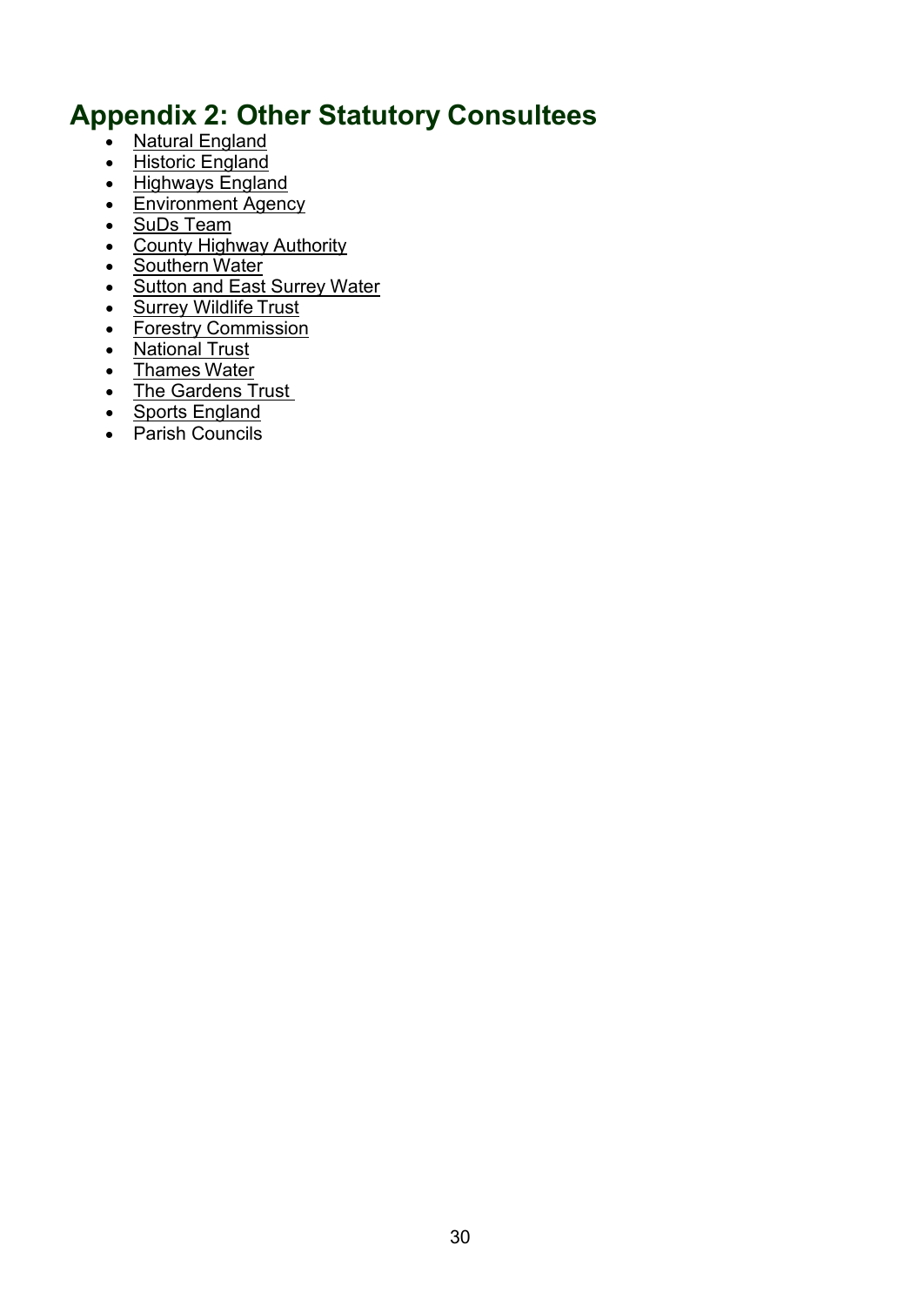# Appendix 2: Other Statutory Consultees

- Natural England
- Historic England
- Highways England
- Environment Agency
- SuDs Team
- County Highway Authority
- Southern Water
- Sutton and East Surrey Water
- Surrey Wildlife Trust
- Forestry Commission
- National Trust
- Thames Water
- The Gardens Trust
- Sports England
- Parish Councils